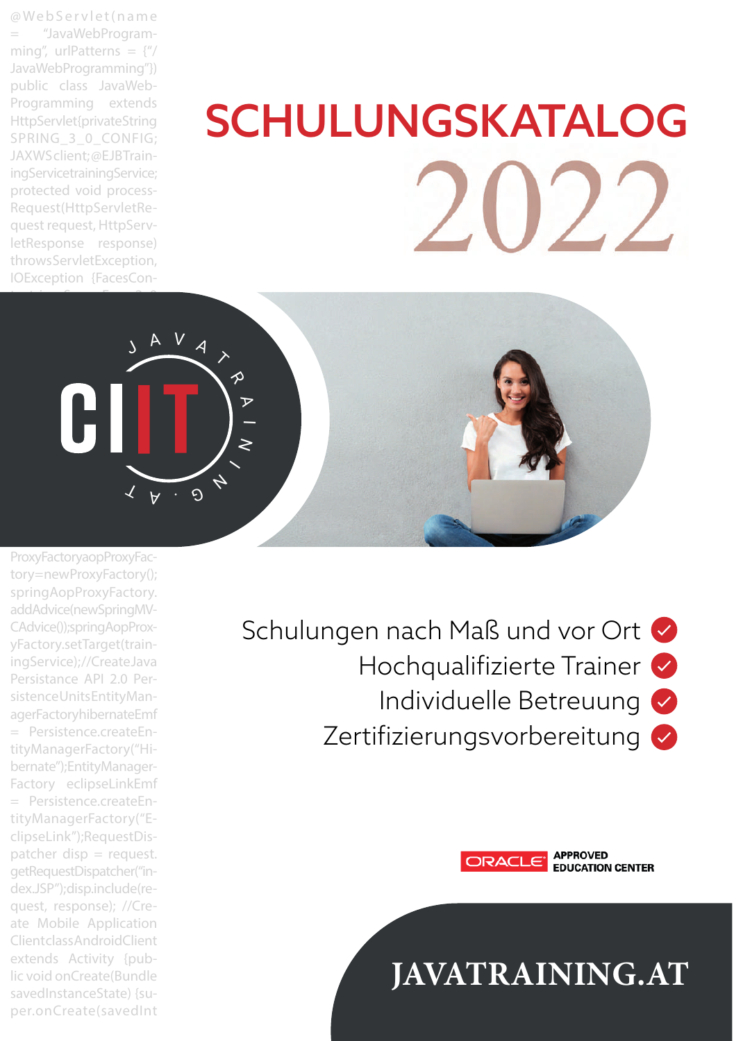# SCHULUNGSKATALOG 2022

CIIT JAVATRAINING.AT

- Schulungen nach Maß und vor Ort
- Hochqualifizierte Trainer
- Individuelle Betreuung
- Zertifizierungsvorbereitung

ORACLE APPROVED EDUCATION CENTER

JAVATRAINING.AT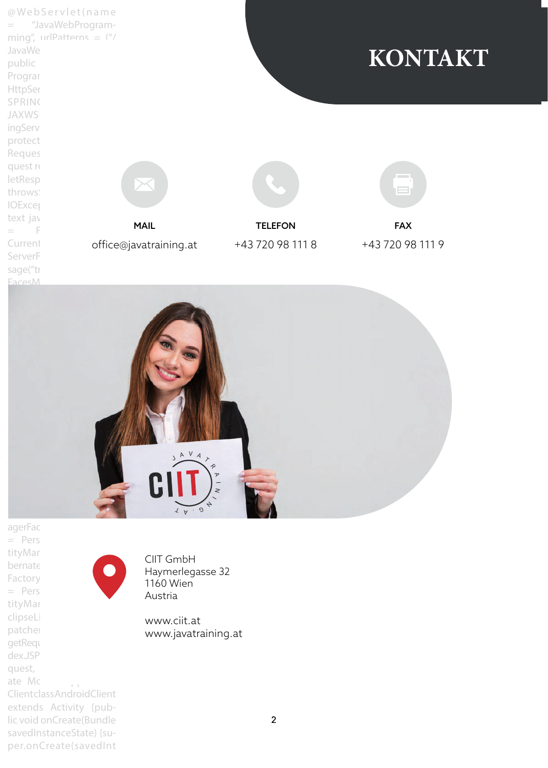# KONTAKT

**MAIL**
office@javatraining.at

**TELEFON**
+43 720 98 111 8

**FAX**
+43 720 98 111 9

CIIT GmbH
Haymerlegasse 32
1160 Wien
Austria

www.ciit.at
www.javatraining.at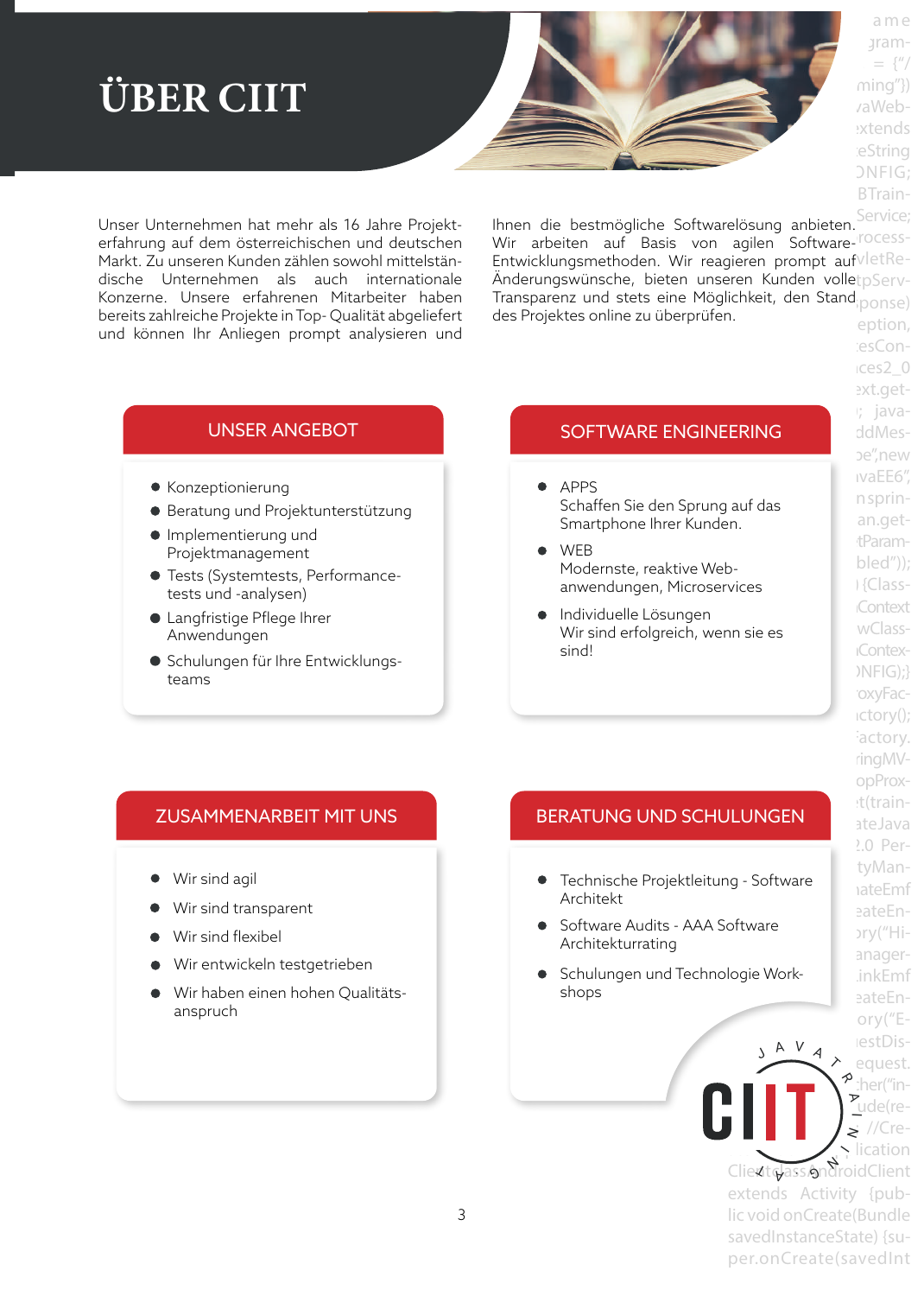# ÜBER CIIT

Unser Unternehmen hat mehr als 16 Jahre Projekterfahrung auf dem österreichischen und deutschen Markt. Zu unseren Kunden zählen sowohl mittelständische Unternehmen als auch internationale Konzerne. Unsere erfahrenen Mitarbeiter haben bereits zahlreiche Projekte in Top- Qualität abgeliefert und können Ihr Anliegen prompt analysieren und Ihnen die bestmögliche Softwarelösung anbieten. Wir arbeiten auf Basis von agilen Software-Entwicklungsmethoden. Wir reagieren prompt auf Änderungswünsche, bieten unseren Kunden volle Transparenz und stets eine Möglichkeit, den Stand des Projektes online zu überprüfen.

## UNSER ANGEBOT

- Konzeptionierung
- Beratung und Projektunterstützung
- Implementierung und Projektmanagement
- Tests (Systemtests, Performancetests und -analysen)
- Langfristige Pflege Ihrer Anwendungen
- Schulungen für Ihre Entwicklungsteams

## SOFTWARE ENGINEERING

- APPS
  Schaffen Sie den Sprung auf das Smartphone Ihrer Kunden.
- WEB
  Modernste, reaktive Webanwendungen, Microservices
- Individuelle Lösungen
  Wir sind erfolgreich, wenn sie es sind!

## ZUSAMMENARBEIT MIT UNS

- Wir sind agil
- Wir sind transparent
- Wir sind flexibel
- Wir entwickeln testgetrieben
- Wir haben einen hohen Qualitätsanspruch

## BERATUNG UND SCHULUNGEN

- Technische Projektleitung - Software Architekt
- Software Audits - AAA Software Architekturrating
- Schulungen und Technologie Workshops

CIIT JAVA TRAINING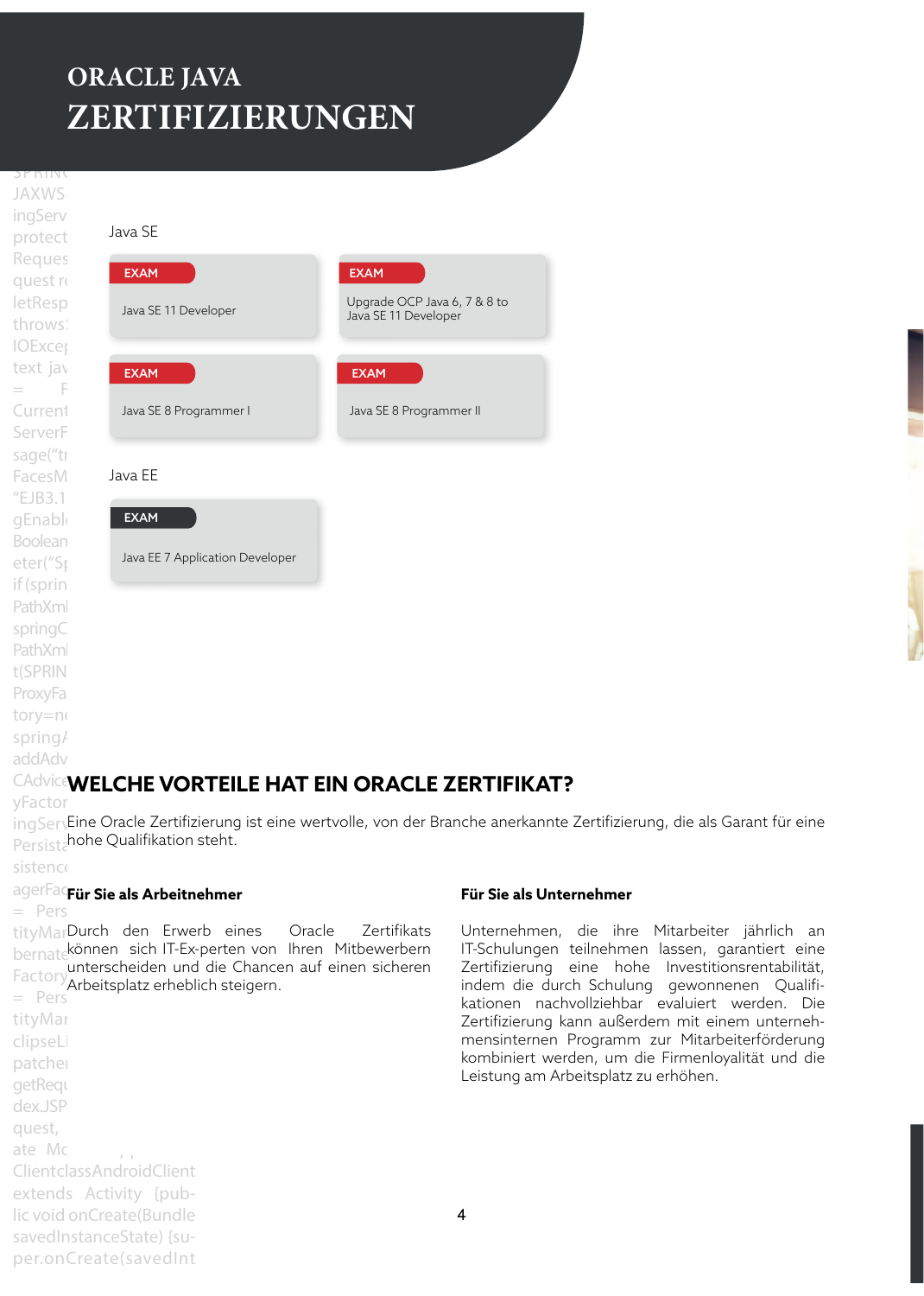# ORACLE JAVA ZERTIFIZIERUNGEN

## Java SE

**EXAM**
Java SE 11 Developer

**EXAM**
Upgrade OCP Java 6, 7 & 8 to Java SE 11 Developer

**EXAM**
Java SE 8 Programmer I

**EXAM**
Java SE 8 Programmer II

## Java EE

**EXAM**
Java EE 7 Application Developer

## WELCHE VORTEILE HAT EIN ORACLE ZERTIFIKAT?

Eine Oracle Zertifizierung ist eine wertvolle, von der Branche anerkannte Zertifizierung, die als Garant für eine hohe Qualifikation steht.

### Für Sie als Arbeitnehmer

Durch den Erwerb eines Oracle Zertifikats können sich IT-Ex-perten von Ihren Mitbewerbern unterscheiden und die Chancen auf einen sicheren Arbeitsplatz erheblich steigern.

### Für Sie als Unternehmer

Unternehmen, die ihre Mitarbeiter jährlich an IT-Schulungen teilnehmen lassen, garantiert eine Zertifizierung eine hohe Investitionsrentabilität, indem die durch Schulung gewonnenen Qualifikationen nachvollziehbar evaluiert werden. Die Zertifizierung kann außerdem mit einem unternehmensinternen Programm zur Mitarbeiterförderung kombiniert werden, um die Firmenloyalität und die Leistung am Arbeitsplatz zu erhöhen.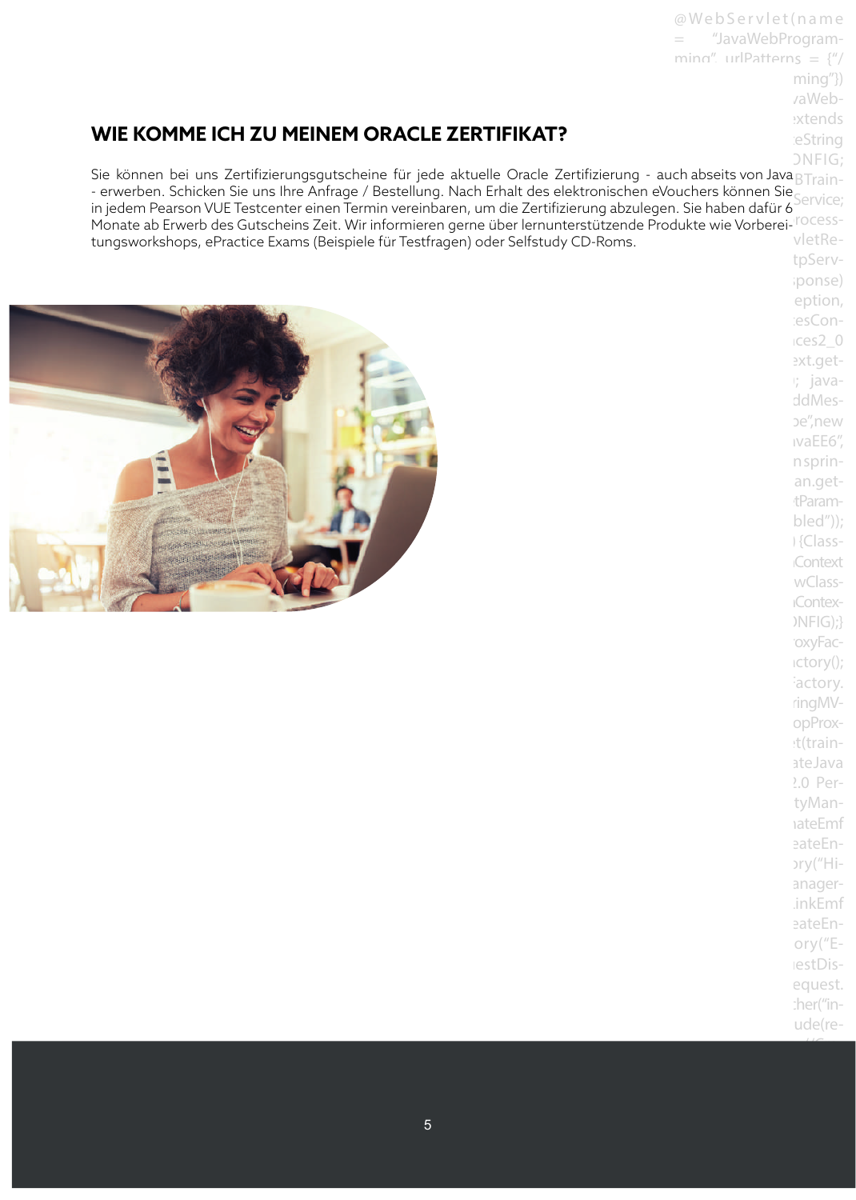## WIE KOMME ICH ZU MEINEM ORACLE ZERTIFIKAT?

Sie können bei uns Zertifizierungsgutscheine für jede aktuelle Oracle Zertifizierung - auch abseits von Java - erwerben. Schicken Sie uns Ihre Anfrage / Bestellung. Nach Erhalt des elektronischen eVouchers können Sie in jedem Pearson VUE Testcenter einen Termin vereinbaren, um die Zertifizierung abzulegen. Sie haben dafür 6 Monate ab Erwerb des Gutscheins Zeit. Wir informieren gerne über lernunterstützende Produkte wie Vorbereitungsworkshops, ePractice Exams (Beispiele für Testfragen) oder Selfstudy CD-Roms.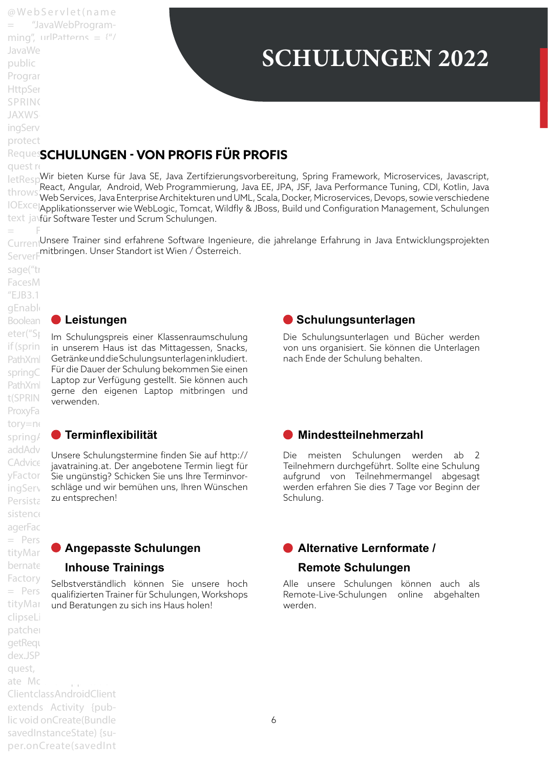# SCHULUNGEN 2022

## SCHULUNGEN - VON PROFIS FÜR PROFIS

Wir bieten Kurse für Java SE, Java Zertifizierungsvorbereitung, Spring Framework, Microservices, Javascript, React, Angular, Android, Web Programmierung, Java EE, JPA, JSF, Java Performance Tuning, CDI, Kotlin, Java Web Services, Java Enterprise Architekturen und UML, Scala, Docker, Microservices, Devops, sowie verschiedene Applikationsserver wie WebLogic, Tomcat, Wildfly & JBoss, Build und Configuration Management, Schulungen für Software Tester und Scrum Schulungen.

Unsere Trainer sind erfahrene Software Ingenieure, die jahrelange Erfahrung in Java Entwicklungsprojekten mitbringen. Unser Standort ist Wien / Österreich.

### Leistungen

Im Schulungspreis einer Klassenraumschulung in unserem Haus ist das Mittagessen, Snacks, Getränke und die Schulungsunterlagen inkludiert. Für die Dauer der Schulung bekommen Sie einen Laptop zur Verfügung gestellt. Sie können auch gerne den eigenen Laptop mitbringen und verwenden.

### Schulungsunterlagen

Die Schulungsunterlagen und Bücher werden von uns organisiert. Sie können die Unterlagen nach Ende der Schulung behalten.

### Terminflexibilität

Unsere Schulungstermine finden Sie auf http://javatraining.at. Der angebotene Termin liegt für Sie ungünstig? Schicken Sie uns Ihre Terminvorschläge und wir bemühen uns, Ihren Wünschen zu entsprechen!

### Mindestteilnehmerzahl

Die meisten Schulungen werden ab 2 Teilnehmern durchgeführt. Sollte eine Schulung aufgrund von Teilnehmermangel abgesagt werden erfahren Sie dies 7 Tage vor Beginn der Schulung.

### Angepasste Schulungen Inhouse Trainings

Selbstverständlich können Sie unsere hoch qualifizierten Trainer für Schulungen, Workshops und Beratungen zu sich ins Haus holen!

### Alternative Lernformate / Remote Schulungen

Alle unsere Schulungen können auch als Remote-Live-Schulungen online abgehalten werden.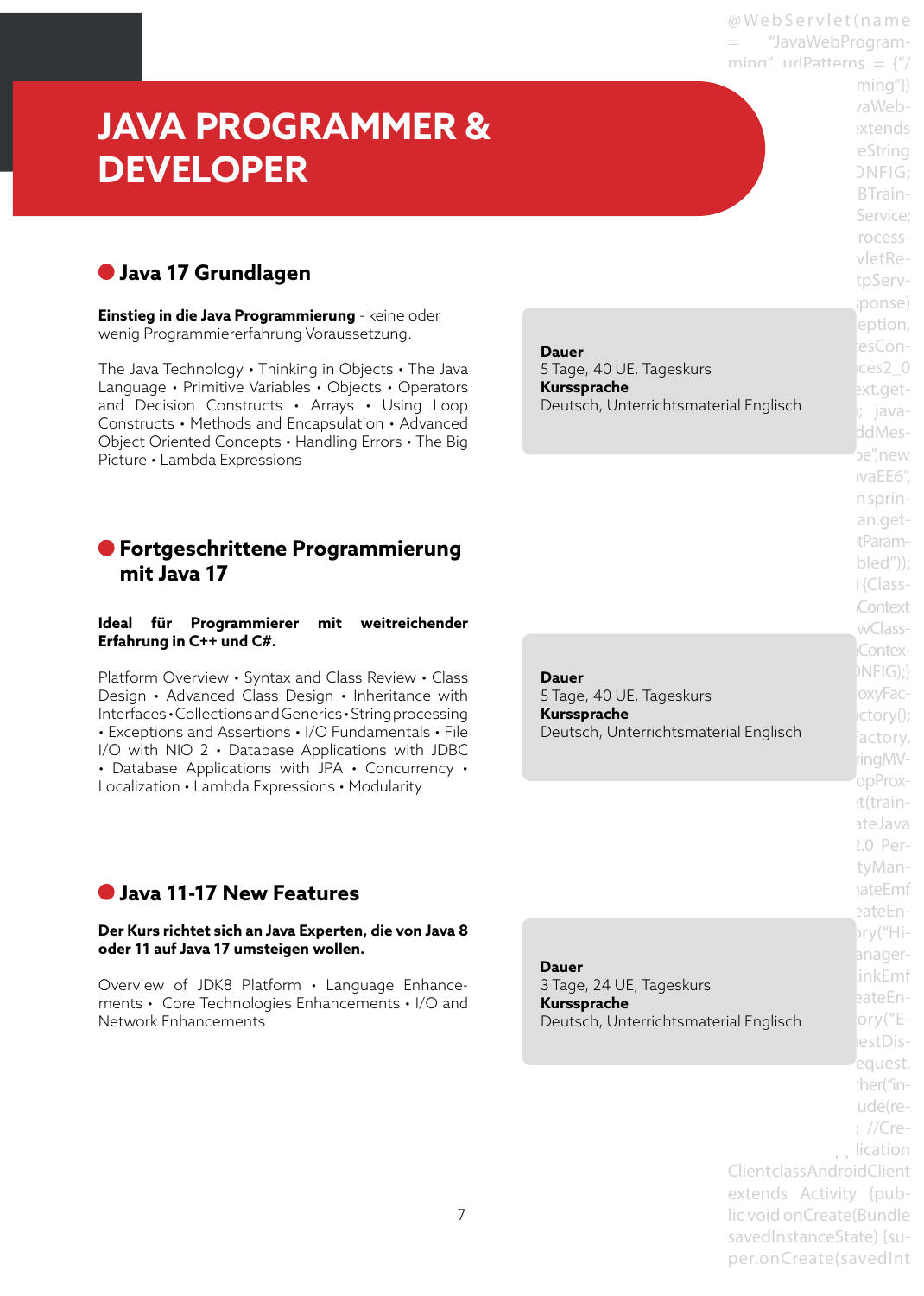# JAVA PROGRAMMER & DEVELOPER

## Java 17 Grundlagen

**Einstieg in die Java Programmierung** - keine oder wenig Programmiererfahrung Voraussetzung.

The Java Technology • Thinking in Objects • The Java Language • Primitive Variables • Objects • Operators and Decision Constructs • Arrays • Using Loop Constructs • Methods and Encapsulation • Advanced Object Oriented Concepts • Handling Errors • The Big Picture • Lambda Expressions

**Dauer**
5 Tage, 40 UE, Tageskurs
**Kurssprache**
Deutsch, Unterrichtsmaterial Englisch

## Fortgeschrittene Programmierung mit Java 17

**Ideal für Programmierer mit weitreichender Erfahrung in C++ und C#.**

Platform Overview • Syntax and Class Review • Class Design • Advanced Class Design • Inheritance with Interfaces • Collections and Generics • String processing • Exceptions and Assertions • I/O Fundamentals • File I/O with NIO 2 • Database Applications with JDBC • Database Applications with JPA • Concurrency • Localization • Lambda Expressions • Modularity

**Dauer**
5 Tage, 40 UE, Tageskurs
**Kurssprache**
Deutsch, Unterrichtsmaterial Englisch

## Java 11-17 New Features

**Der Kurs richtet sich an Java Experten, die von Java 8 oder 11 auf Java 17 umsteigen wollen.**

Overview of JDK8 Platform • Language Enhancements • Core Technologies Enhancements • I/O and Network Enhancements

**Dauer**
3 Tage, 24 UE, Tageskurs
**Kurssprache**
Deutsch, Unterrichtsmaterial Englisch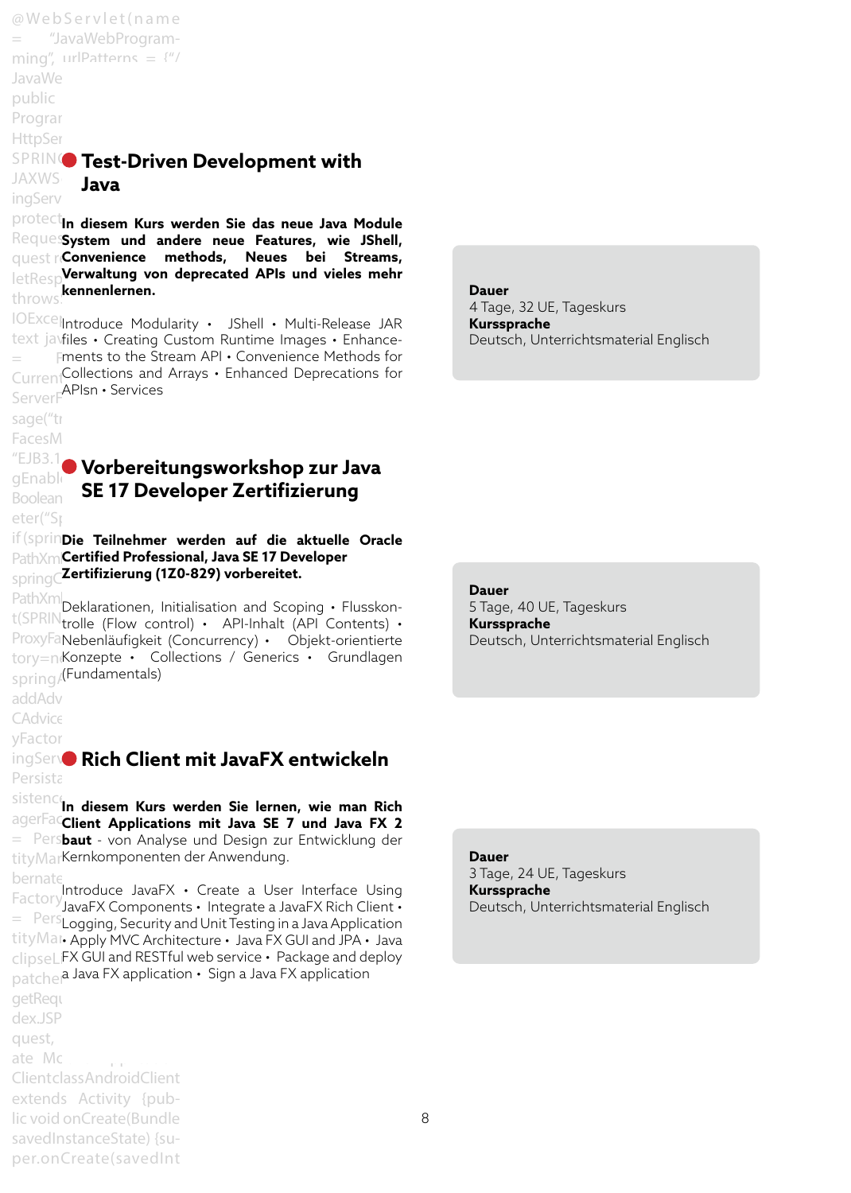## Test-Driven Development with Java

**In diesem Kurs werden Sie das neue Java Module System und andere neue Features, wie JShell, Convenience methods, Neues bei Streams, Verwaltung von deprecated APIs und vieles mehr kennenlernen.**

Introduce Modularity • JShell • Multi-Release JAR files • Creating Custom Runtime Images • Enhancements to the Stream API • Convenience Methods for Collections and Arrays • Enhanced Deprecations for APIsn • Services

**Dauer**
4 Tage, 32 UE, Tageskurs
**Kurssprache**
Deutsch, Unterrichtsmaterial Englisch

## Vorbereitungsworkshop zur Java SE 17 Developer Zertifizierung

**Die Teilnehmer werden auf die aktuelle Oracle Certified Professional, Java SE 17 Developer Zertifizierung (1Z0-829) vorbereitet.**

Deklarationen, Initialisation and Scoping • Flusskontrolle (Flow control) • API-Inhalt (API Contents) • Nebenläufigkeit (Concurrency) • Objekt-orientierte Konzepte • Collections / Generics • Grundlagen (Fundamentals)

**Dauer**
5 Tage, 40 UE, Tageskurs
**Kurssprache**
Deutsch, Unterrichtsmaterial Englisch

## Rich Client mit JavaFX entwickeln

**In diesem Kurs werden Sie lernen, wie man Rich Client Applications mit Java SE 7 und Java FX 2 baut** - von Analyse und Design zur Entwicklung der Kernkomponenten der Anwendung.

Introduce JavaFX • Create a User Interface Using JavaFX Components • Integrate a JavaFX Rich Client • Logging, Security and Unit Testing in a Java Application • Apply MVC Architecture • Java FX GUI and JPA • Java FX GUI and RESTful web service • Package and deploy a Java FX application • Sign a Java FX application

**Dauer**
3 Tage, 24 UE, Tageskurs
**Kurssprache**
Deutsch, Unterrichtsmaterial Englisch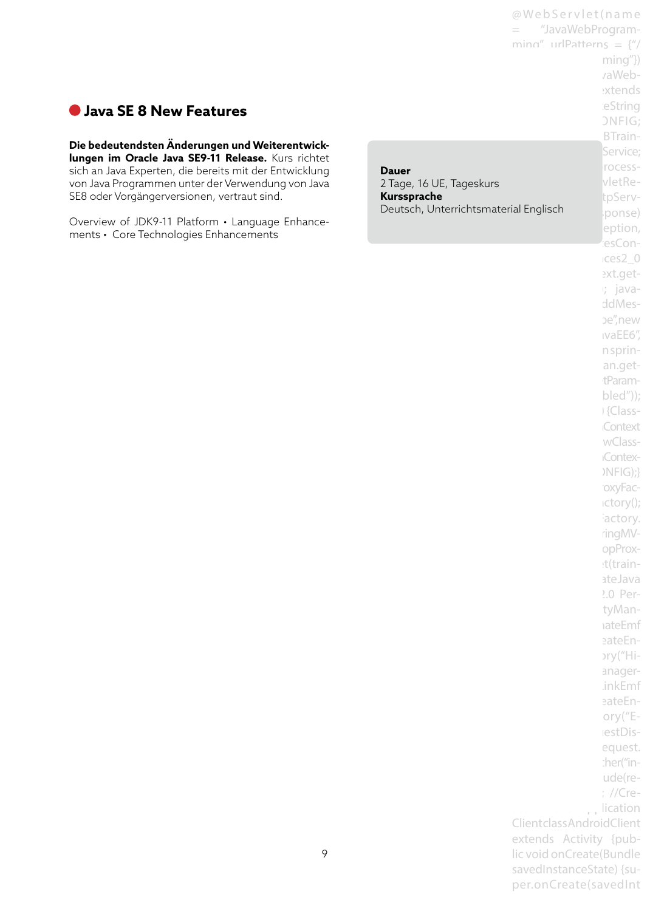## Java SE 8 New Features

**Die bedeutendsten Änderungen und Weiterentwicklungen im Oracle Java SE9-11 Release.** Kurs richtet sich an Java Experten, die bereits mit der Entwicklung von Java Programmen unter der Verwendung von Java SE8 oder Vorgängerversionen, vertraut sind.

Overview of JDK9-11 Platform • Language Enhancements • Core Technologies Enhancements

**Dauer**
2 Tage, 16 UE, Tageskurs
**Kurssprache**
Deutsch, Unterrichtsmaterial Englisch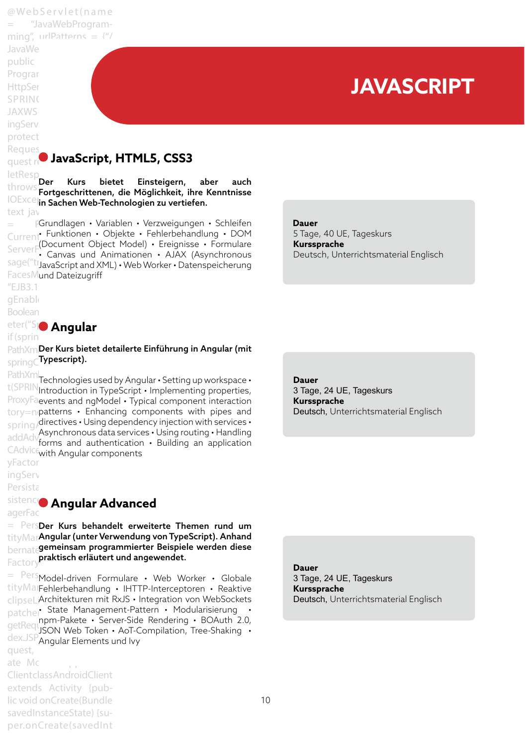# JAVASCRIPT

## JavaScript, HTML5, CSS3

**Der Kurs bietet Einsteigern, aber auch Fortgeschrittenen, die Möglichkeit, ihre Kenntnisse in Sachen Web-Technologien zu vertiefen.**

Grundlagen • Variablen • Verzweigungen • Schleifen • Funktionen • Objekte • Fehlerbehandlung • DOM (Document Object Model) • Ereignisse • Formulare • Canvas und Animationen • AJAX (Asynchronous JavaScript and XML) • Web Worker • Datenspeicherung und Dateizugriff

**Dauer**
5 Tage, 40 UE, Tageskurs
**Kurssprache**
Deutsch, Unterrichtsmaterial Englisch

## Angular

**Der Kurs bietet detailerte Einführung in Angular (mit Typescript).**

Technologies used by Angular • Setting up workspace • Introduction in TypeScript • Implementing properties, events and ngModel • Typical component interaction patterns • Enhancing components with pipes and directives • Using dependency injection with services • Asynchronous data services • Using routing • Handling forms and authentication • Building an application with Angular components

**Dauer**
3 Tage, 24 UE, Tageskurs
**Kurssprache**
Deutsch, Unterrichtsmaterial Englisch

## Angular Advanced

**Der Kurs behandelt erweiterte Themen rund um Angular (unter Verwendung von TypeScript). Anhand gemeinsam programmierter Beispiele werden diese praktisch erläutert und angewendet.**

Model-driven Formulare • Web Worker • Globale Fehlerbehandlung • IHTTP-Interceptoren • Reaktive Architekturen mit RxJS • Integration von WebSockets • State Management-Pattern • Modularisierung • npm-Pakete • Server-Side Rendering • BOAuth 2.0, JSON Web Token • AoT-Compilation, Tree-Shaking • Angular Elements und Ivy

**Dauer**
3 Tage, 24 UE, Tageskurs
**Kurssprache**
Deutsch, Unterrichtsmaterial Englisch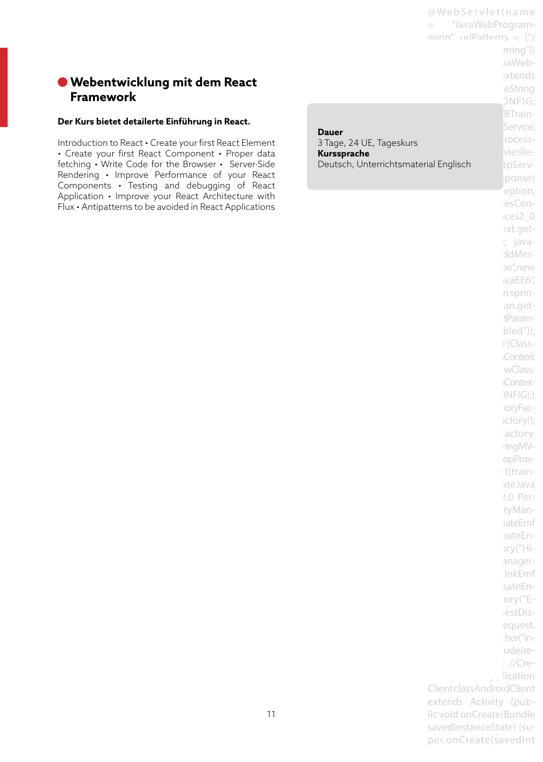## Webentwicklung mit dem React Framework

**Der Kurs bietet detailerte Einführung in React.**

Introduction to React • Create your first React Element • Create your first React Component • Proper data fetching • Write Code for the Browser • Server-Side Rendering • Improve Performance of your React Components • Testing and debugging of React Application • Improve your React Architecture with Flux • Antipatterns to be avoided in React Applications

**Dauer**
3 Tage, 24 UE, Tageskurs
**Kurssprache**
Deutsch, Unterrichtsmaterial Englisch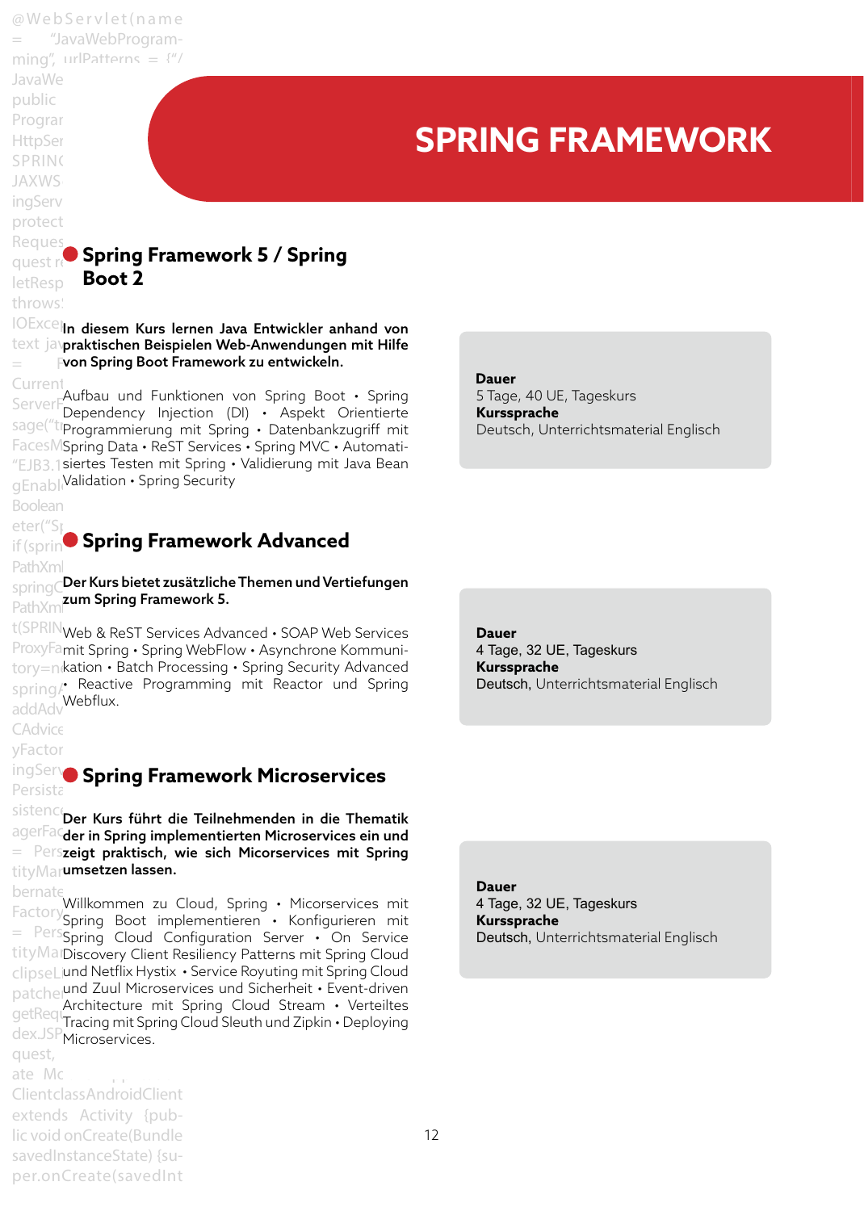# SPRING FRAMEWORK

## Spring Framework 5 / Spring Boot 2

**In diesem Kurs lernen Java Entwickler anhand von praktischen Beispielen Web-Anwendungen mit Hilfe von Spring Boot Framework zu entwickeln.**

Aufbau und Funktionen von Spring Boot • Spring Dependency Injection (DI) • Aspekt Orientierte Programmierung mit Spring • Datenbankzugriff mit Spring Data • ReST Services • Spring MVC • Automatisiertes Testen mit Spring • Validierung mit Java Bean Validation • Spring Security

**Dauer**
5 Tage, 40 UE, Tageskurs
**Kurssprache**
Deutsch, Unterrichtsmaterial Englisch

## Spring Framework Advanced

**Der Kurs bietet zusätzliche Themen und Vertiefungen zum Spring Framework 5.**

Web & ReST Services Advanced • SOAP Web Services mit Spring • Spring WebFlow • Asynchrone Kommunikation • Batch Processing • Spring Security Advanced • Reactive Programming mit Reactor und Spring Webflux.

**Dauer**
4 Tage, 32 UE, Tageskurs
**Kurssprache**
Deutsch, Unterrichtsmaterial Englisch

## Spring Framework Microservices

**Der Kurs führt die Teilnehmenden in die Thematik der in Spring implementierten Microservices ein und zeigt praktisch, wie sich Micorservices mit Spring umsetzen lassen.**

Willkommen zu Cloud, Spring • Micorservices mit Spring Boot implementieren • Konfigurieren mit Spring Cloud Configuration Server • On Service Discovery Client Resiliency Patterns mit Spring Cloud und Netflix Hystix • Service Royuting mit Spring Cloud und Zuul Microservices und Sicherheit • Event-driven Architecture mit Spring Cloud Stream • Verteiltes Tracing mit Spring Cloud Sleuth und Zipkin • Deploying Microservices.

**Dauer**
4 Tage, 32 UE, Tageskurs
**Kurssprache**
Deutsch, Unterrichtsmaterial Englisch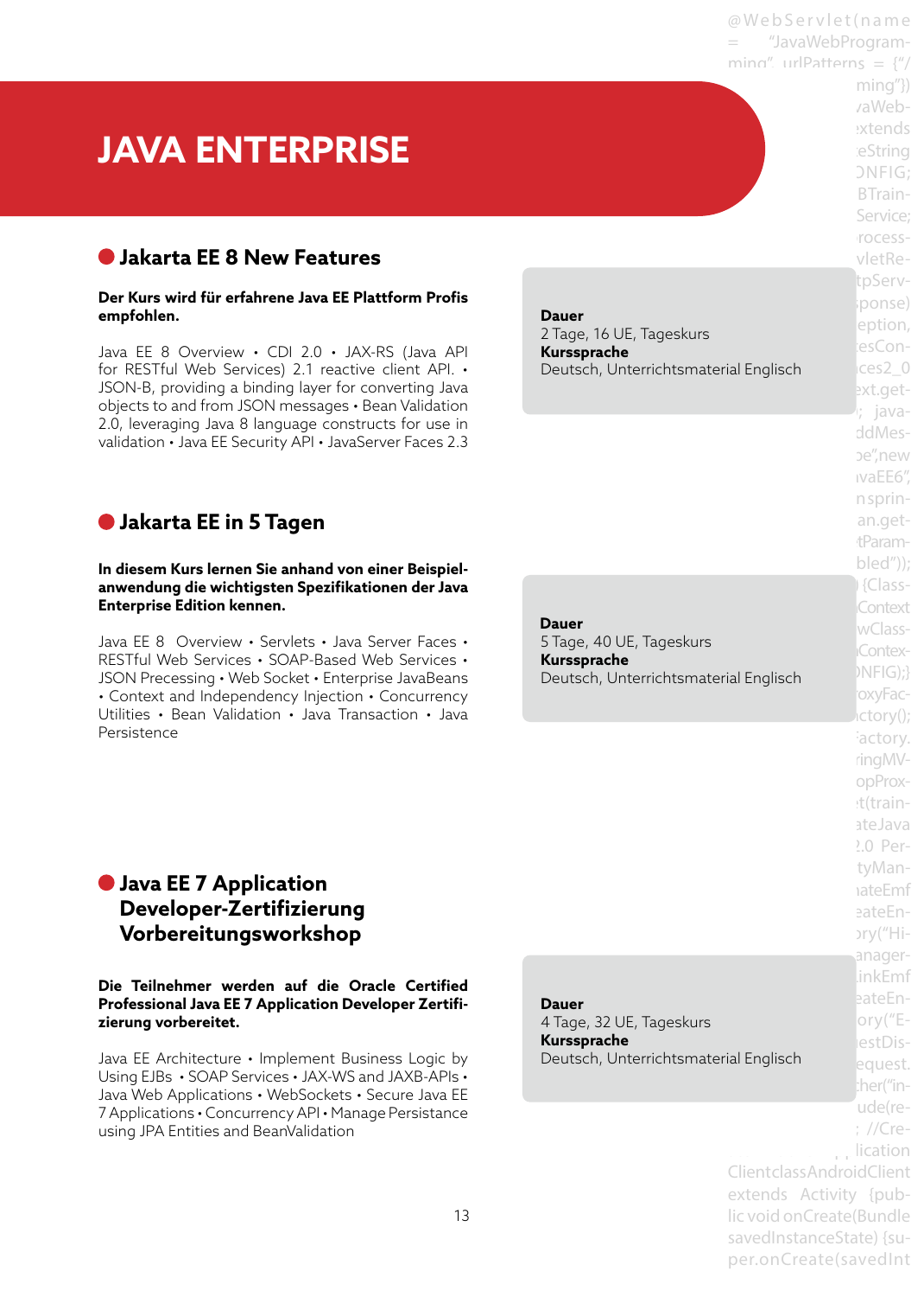# JAVA ENTERPRISE

## Jakarta EE 8 New Features

**Der Kurs wird für erfahrene Java EE Plattform Profis empfohlen.**

Java EE 8 Overview • CDI 2.0 • JAX-RS (Java API for RESTful Web Services) 2.1 reactive client API. • JSON-B, providing a binding layer for converting Java objects to and from JSON messages • Bean Validation 2.0, leveraging Java 8 language constructs for use in validation • Java EE Security API • JavaServer Faces 2.3

**Dauer**
2 Tage, 16 UE, Tageskurs
**Kurssprache**
Deutsch, Unterrichtsmaterial Englisch

## Jakarta EE in 5 Tagen

**In diesem Kurs lernen Sie anhand von einer Beispielanwendung die wichtigsten Spezifikationen der Java Enterprise Edition kennen.**

Java EE 8 Overview • Servlets • Java Server Faces • RESTful Web Services • SOAP-Based Web Services • JSON Precessing • Web Socket • Enterprise JavaBeans • Context and Independency Injection • Concurrency Utilities • Bean Validation • Java Transaction • Java Persistence

**Dauer**
5 Tage, 40 UE, Tageskurs
**Kurssprache**
Deutsch, Unterrichtsmaterial Englisch

## Java EE 7 Application Developer-Zertifizierung Vorbereitungsworkshop

**Die Teilnehmer werden auf die Oracle Certified Professional Java EE 7 Application Developer Zertifizierung vorbereitet.**

Java EE Architecture • Implement Business Logic by Using EJBs • SOAP Services • JAX-WS and JAXB-APIs • Java Web Applications • WebSockets • Secure Java EE 7 Applications • Concurrency API • Manage Persistance using JPA Entities and BeanValidation

**Dauer**
4 Tage, 32 UE, Tageskurs
**Kurssprache**
Deutsch, Unterrichtsmaterial Englisch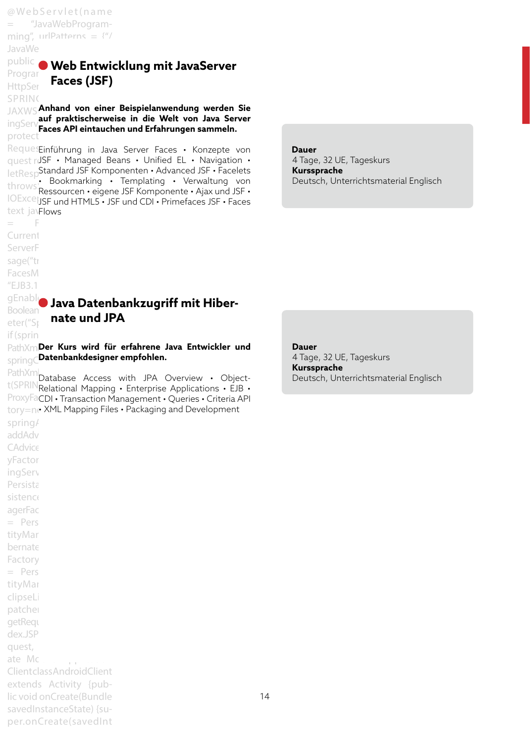## Web Entwicklung mit JavaServer Faces (JSF)

**Anhand von einer Beispielanwendung werden Sie auf praktischerweise in die Welt von Java Server Faces API eintauchen und Erfahrungen sammeln.**

Einführung in Java Server Faces • Konzepte von JSF • Managed Beans • Unified EL • Navigation • Standard JSF Komponenten • Advanced JSF • Facelets • Bookmarking • Templating • Verwaltung von Ressourcen • eigene JSF Komponente • Ajax und JSF • JSF und HTML5 • JSF und CDI • Primefaces JSF • Faces Flows

**Dauer**
4 Tage, 32 UE, Tageskurs
**Kurssprache**
Deutsch, Unterrichtsmaterial Englisch

## Java Datenbankzugriff mit Hibernate und JPA

**Der Kurs wird für erfahrene Java Entwickler und Datenbankdesigner empfohlen.**

Database Access with JPA Overview • Object-Relational Mapping • Enterprise Applications • EJB • CDI • Transaction Management • Queries • Criteria API • XML Mapping Files • Packaging and Development

**Dauer**
4 Tage, 32 UE, Tageskurs
**Kurssprache**
Deutsch, Unterrichtsmaterial Englisch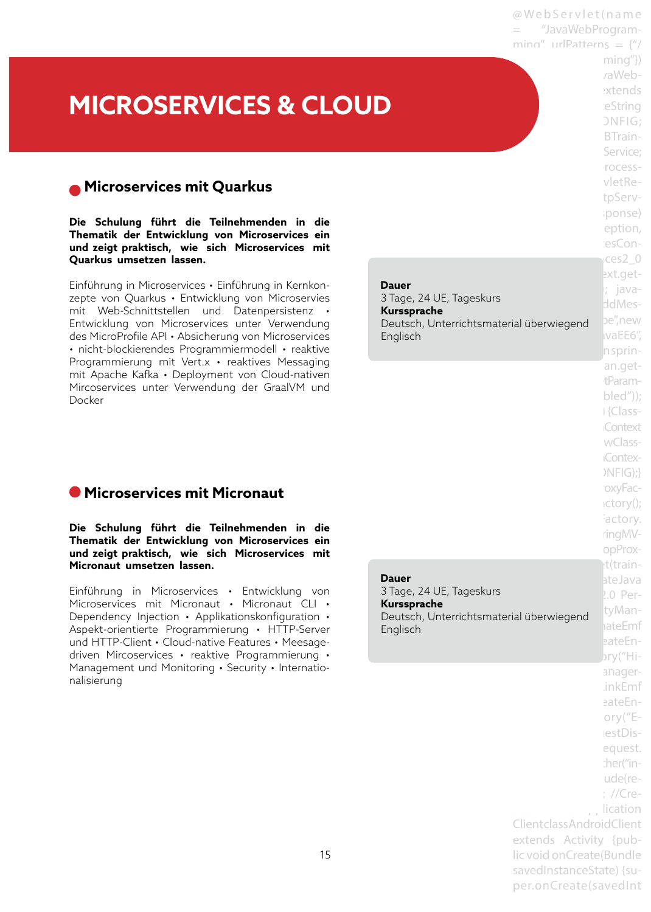# MICROSERVICES & CLOUD

## Microservices mit Quarkus

**Die Schulung führt die Teilnehmenden in die Thematik der Entwicklung von Microservices ein und zeigt praktisch, wie sich Microservices mit Quarkus umsetzen lassen.**

Einführung in Microservices • Einführung in Kernkonzepte von Quarkus • Entwicklung von Microservies mit Web-Schnittstellen und Datenpersistenz • Entwicklung von Microservices unter Verwendung des MicroProfile API • Absicherung von Microservices • nicht-blockierendes Programmiermodell • reaktive Programmierung mit Vert.x • reaktives Messaging mit Apache Kafka • Deployment von Cloud-nativen Mircoservices unter Verwendung der GraalVM und Docker

**Dauer**
3 Tage, 24 UE, Tageskurs
**Kurssprache**
Deutsch, Unterrichtsmaterial überwiegend Englisch

## Microservices mit Micronaut

**Die Schulung führt die Teilnehmenden in die Thematik der Entwicklung von Microservices ein und zeigt praktisch, wie sich Microservices mit Micronaut umsetzen lassen.**

Einführung in Microservices • Entwicklung von Microservices mit Micronaut • Micronaut CLI • Dependency Injection • Applikationskonfiguration • Aspekt-orientierte Programmierung • HTTP-Server und HTTP-Client • Cloud-native Features • Meesage-driven Mircoservices • reaktive Programmierung • Management und Monitoring • Security • Internationalisierung

**Dauer**
3 Tage, 24 UE, Tageskurs
**Kurssprache**
Deutsch, Unterrichtsmaterial überwiegend Englisch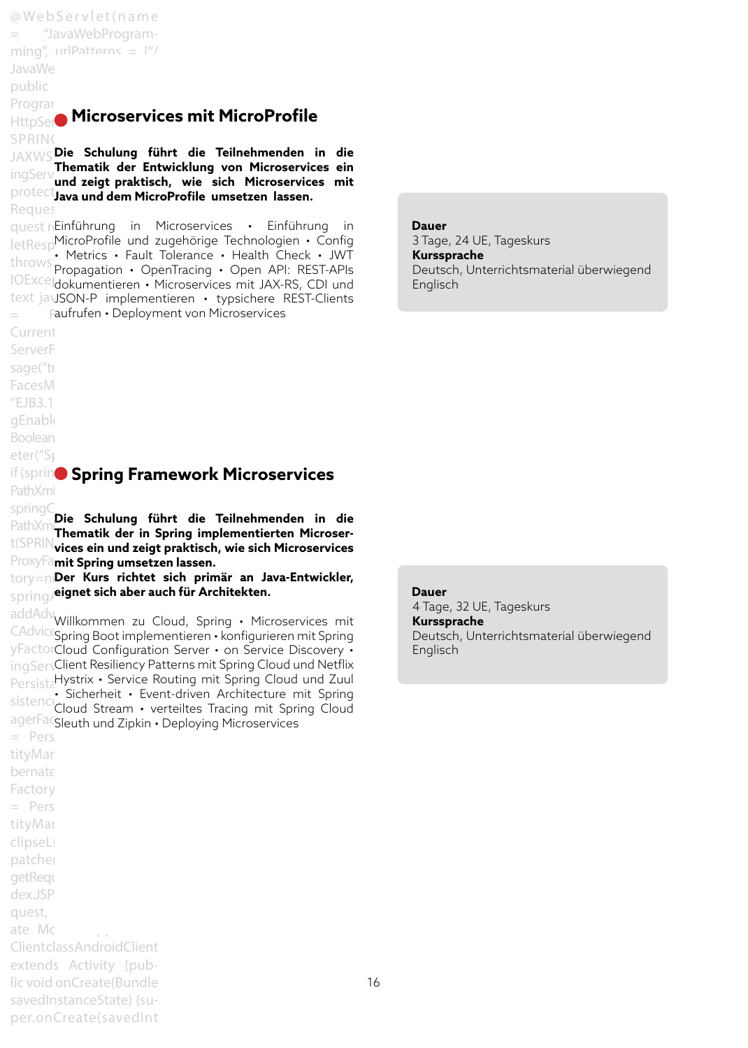## Microservices mit MicroProfile

**Die Schulung führt die Teilnehmenden in die Thematik der Entwicklung von Microservices ein und zeigt praktisch, wie sich Microservices mit Java und dem MicroProfile umsetzen lassen.**

Einführung in Microservices • Einführung in MicroProfile und zugehörige Technologien • Config • Metrics • Fault Tolerance • Health Check • JWT Propagation • OpenTracing • Open API: REST-APIs dokumentieren • Microservices mit JAX-RS, CDI und JSON-P implementieren • typsichere REST-Clients aufrufen • Deployment von Microservices

**Dauer**
3 Tage, 24 UE, Tageskurs
**Kurssprache**
Deutsch, Unterrichtsmaterial überwiegend Englisch

## Spring Framework Microservices

**Die Schulung führt die Teilnehmenden in die Thematik der in Spring implementierten Microservices ein und zeigt praktisch, wie sich Microservices mit Spring umsetzen lassen.**
**Der Kurs richtet sich primär an Java-Entwickler, eignet sich aber auch für Architekten.**

Willkommen zu Cloud, Spring • Microservices mit Spring Boot implementieren • konfigurieren mit Spring Cloud Configuration Server • on Service Discovery • Client Resiliency Patterns mit Spring Cloud und Netflix Hystrix • Service Routing mit Spring Cloud und Zuul • Sicherheit • Event-driven Architecture mit Spring Cloud Stream • verteiltes Tracing mit Spring Cloud Sleuth und Zipkin • Deploying Microservices

**Dauer**
4 Tage, 32 UE, Tageskurs
**Kurssprache**
Deutsch, Unterrichtsmaterial überwiegend Englisch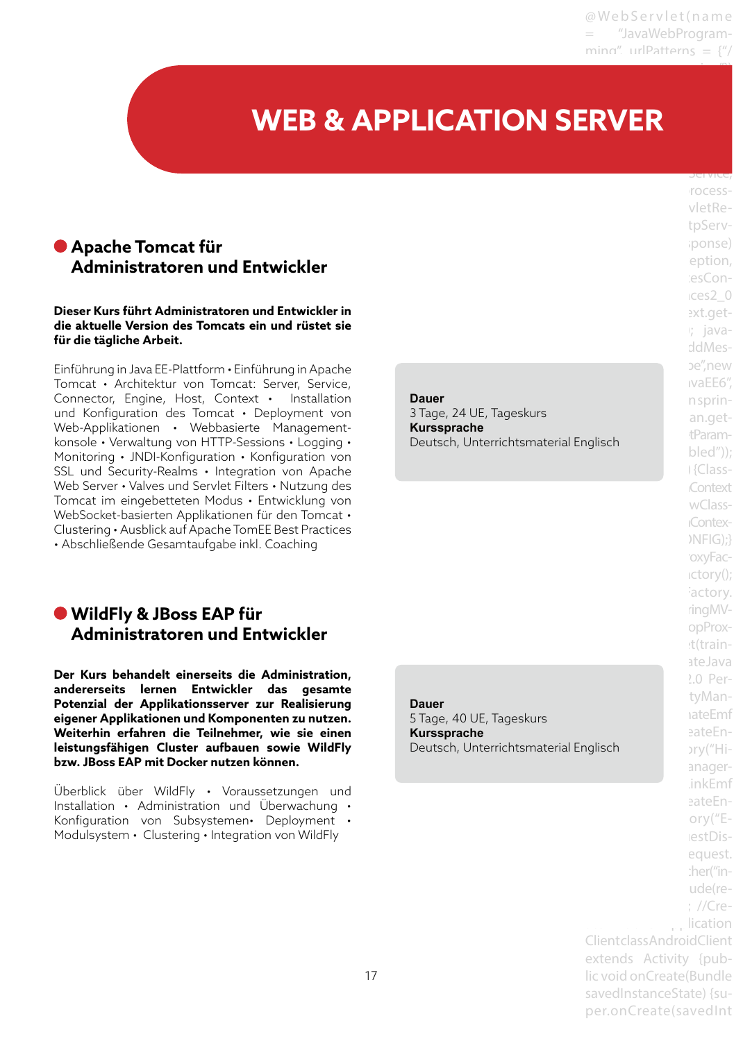# WEB & APPLICATION SERVER

## Apache Tomcat für Administratoren und Entwickler

**Dieser Kurs führt Administratoren und Entwickler in die aktuelle Version des Tomcats ein und rüstet sie für die tägliche Arbeit.**

Einführung in Java EE-Plattform • Einführung in Apache Tomcat • Architektur von Tomcat: Server, Service, Connector, Engine, Host, Context • Installation und Konfiguration des Tomcat • Deployment von Web-Applikationen • Webbasierte Management-konsole • Verwaltung von HTTP-Sessions • Logging • Monitoring • JNDI-Konfiguration • Konfiguration von SSL und Security-Realms • Integration von Apache Web Server • Valves und Servlet Filters • Nutzung des Tomcat im eingebetteten Modus • Entwicklung von WebSocket-basierten Applikationen für den Tomcat • Clustering • Ausblick auf Apache TomEE Best Practices • Abschließende Gesamtaufgabe inkl. Coaching

**Dauer**
3 Tage, 24 UE, Tageskurs
**Kurssprache**
Deutsch, Unterrichtsmaterial Englisch

## WildFly & JBoss EAP für Administratoren und Entwickler

**Der Kurs behandelt einerseits die Administration, andererseits lernen Entwickler das gesamte Potenzial der Applikationsserver zur Realisierung eigener Applikationen und Komponenten zu nutzen. Weiterhin erfahren die Teilnehmer, wie sie einen leistungsfähigen Cluster aufbauen sowie WildFly bzw. JBoss EAP mit Docker nutzen können.**

Überblick über WildFly • Voraussetzungen und Installation • Administration und Überwachung • Konfiguration von Subsystemen• Deployment • Modulsystem • Clustering • Integration von WildFly

**Dauer**
5 Tage, 40 UE, Tageskurs
**Kurssprache**
Deutsch, Unterrichtsmaterial Englisch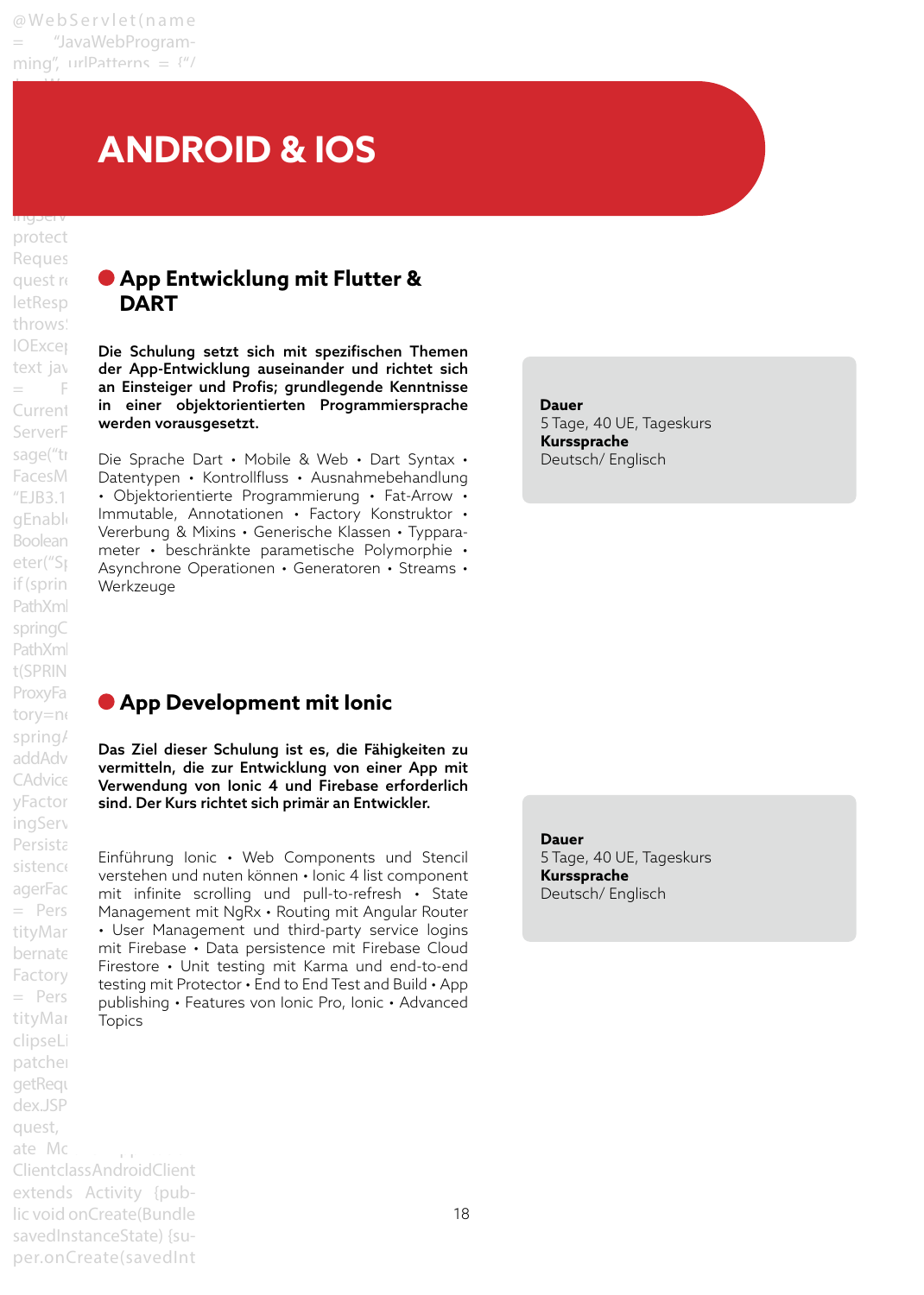# ANDROID & IOS

## App Entwicklung mit Flutter & DART

**Die Schulung setzt sich mit spezifischen Themen der App-Entwicklung auseinander und richtet sich an Einsteiger und Profis; grundlegende Kenntnisse in einer objektorientierten Programmiersprache werden vorausgesetzt.**

Die Sprache Dart • Mobile & Web • Dart Syntax • Datentypen • Kontrollfluss • Ausnahmebehandlung • Objektorientierte Programmierung • Fat-Arrow • Immutable, Annotationen • Factory Konstruktor • Vererbung & Mixins • Generische Klassen • Typparameter • beschränkte parametische Polymorphie • Asynchrone Operationen • Generatoren • Streams • Werkzeuge

**Dauer**
5 Tage, 40 UE, Tageskurs
**Kurssprache**
Deutsch/ Englisch

## App Development mit Ionic

**Das Ziel dieser Schulung ist es, die Fähigkeiten zu vermitteln, die zur Entwicklung von einer App mit Verwendung von Ionic 4 und Firebase erforderlich sind. Der Kurs richtet sich primär an Entwickler.**

Einführung Ionic • Web Components und Stencil verstehen und nuten können • Ionic 4 list component mit infinite scrolling und pull-to-refresh • State Management mit NgRx • Routing mit Angular Router • User Management und third-party service logins mit Firebase • Data persistence mit Firebase Cloud Firestore • Unit testing mit Karma und end-to-end testing mit Protector • End to End Test and Build • App publishing • Features von Ionic Pro, Ionic • Advanced Topics

**Dauer**
5 Tage, 40 UE, Tageskurs
**Kurssprache**
Deutsch/ Englisch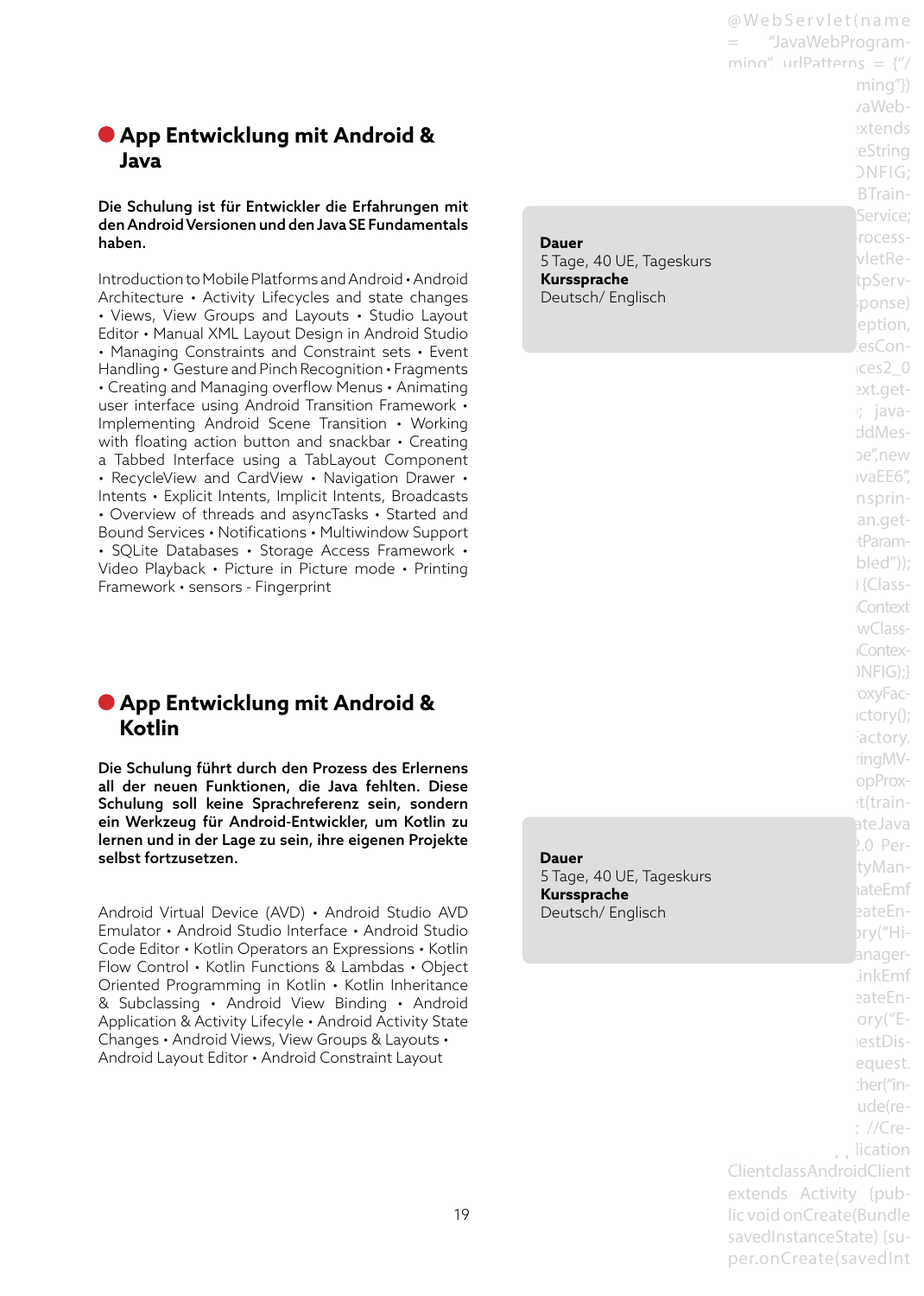## App Entwicklung mit Android & Java

**Die Schulung ist für Entwickler die Erfahrungen mit den Android Versionen und den Java SE Fundamentals haben.**

Introduction to Mobile Platforms and Android • Android Architecture • Activity Lifecycles and state changes • Views, View Groups and Layouts • Studio Layout Editor • Manual XML Layout Design in Android Studio • Managing Constraints and Constraint sets • Event Handling • Gesture and Pinch Recognition • Fragments • Creating and Managing overflow Menus • Animating user interface using Android Transition Framework • Implementing Android Scene Transition • Working with floating action button and snackbar • Creating a Tabbed Interface using a TabLayout Component • RecycleView and CardView • Navigation Drawer • Intents • Explicit Intents, Implicit Intents, Broadcasts • Overview of threads and asyncTasks • Started and Bound Services • Notifications • Multiwindow Support • SQLite Databases • Storage Access Framework • Video Playback • Picture in Picture mode • Printing Framework • sensors - Fingerprint

**Dauer**
5 Tage, 40 UE, Tageskurs
**Kurssprache**
Deutsch/ Englisch

## App Entwicklung mit Android & Kotlin

**Die Schulung führt durch den Prozess des Erlernens all der neuen Funktionen, die Java fehlten. Diese Schulung soll keine Sprachreferenz sein, sondern ein Werkzeug für Android-Entwickler, um Kotlin zu lernen und in der Lage zu sein, ihre eigenen Projekte selbst fortzusetzen.**

Android Virtual Device (AVD) • Android Studio AVD Emulator • Android Studio Interface • Android Studio Code Editor • Kotlin Operators an Expressions • Kotlin Flow Control • Kotlin Functions & Lambdas • Object Oriented Programming in Kotlin • Kotlin Inheritance & Subclassing • Android View Binding • Android Application & Activity Lifecycle • Android Activity State Changes • Android Views, View Groups & Layouts • Android Layout Editor • Android Constraint Layout

**Dauer**
5 Tage, 40 UE, Tageskurs
**Kurssprache**
Deutsch/ Englisch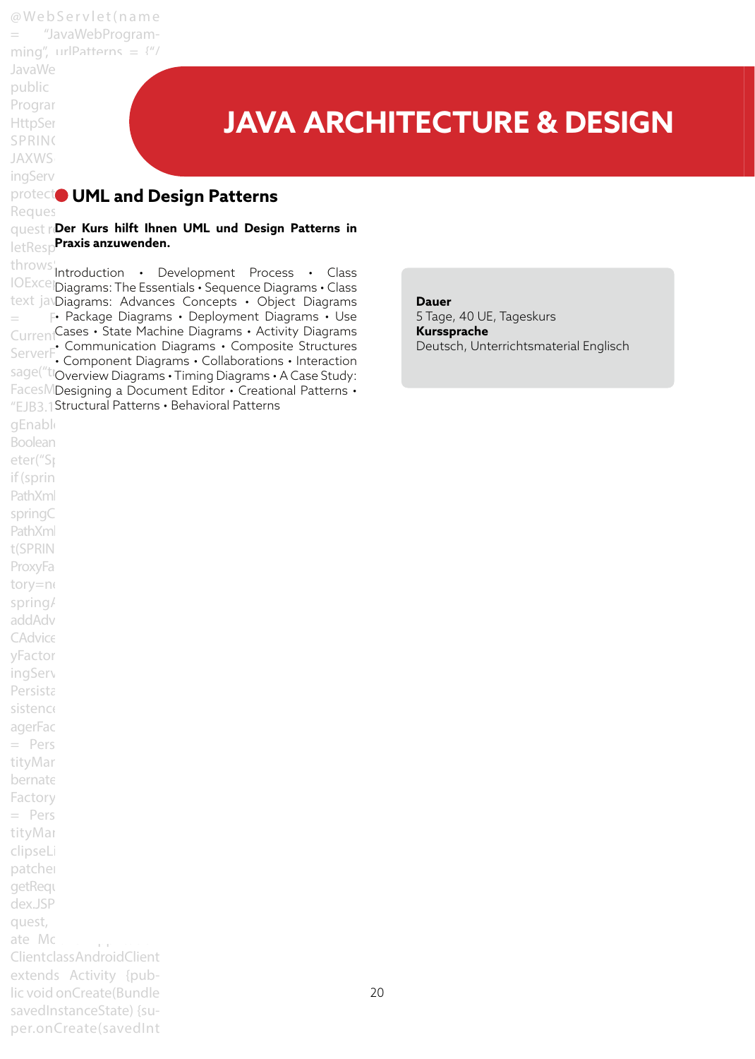# JAVA ARCHITECTURE & DESIGN

## UML and Design Patterns

**Der Kurs hilft Ihnen UML und Design Patterns in Praxis anzuwenden.**

Introduction • Development Process • Class Diagrams: The Essentials • Sequence Diagrams • Class Diagrams: Advances Concepts • Object Diagrams • Package Diagrams • Deployment Diagrams • Use Cases • State Machine Diagrams • Activity Diagrams • Communication Diagrams • Composite Structures • Component Diagrams • Collaborations • Interaction Overview Diagrams • Timing Diagrams • A Case Study: Designing a Document Editor • Creational Patterns • Structural Patterns • Behavioral Patterns

**Dauer**
5 Tage, 40 UE, Tageskurs
**Kurssprache**
Deutsch, Unterrichtsmaterial Englisch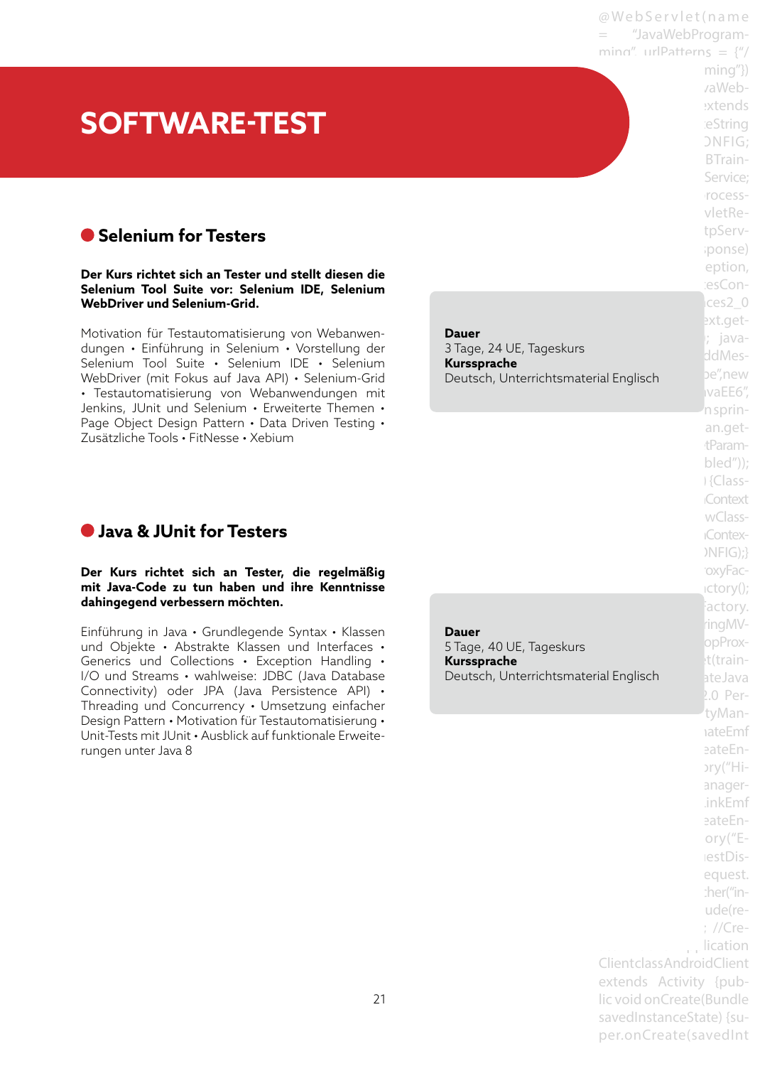# SOFTWARE-TEST

## Selenium for Testers

**Der Kurs richtet sich an Tester und stellt diesen die Selenium Tool Suite vor: Selenium IDE, Selenium WebDriver und Selenium-Grid.**

Motivation für Testautomatisierung von Webanwendungen • Einführung in Selenium • Vorstellung der Selenium Tool Suite • Selenium IDE • Selenium WebDriver (mit Fokus auf Java API) • Selenium-Grid • Testautomatisierung von Webanwendungen mit Jenkins, JUnit und Selenium • Erweiterte Themen • Page Object Design Pattern • Data Driven Testing • Zusätzliche Tools • FitNesse • Xebium

**Dauer**
3 Tage, 24 UE, Tageskurs
**Kurssprache**
Deutsch, Unterrichtsmaterial Englisch

## Java & JUnit for Testers

**Der Kurs richtet sich an Tester, die regelmäßig mit Java-Code zu tun haben und ihre Kenntnisse dahingegend verbessern möchten.**

Einführung in Java • Grundlegende Syntax • Klassen und Objekte • Abstrakte Klassen und Interfaces • Generics und Collections • Exception Handling • I/O und Streams • wahlweise: JDBC (Java Database Connectivity) oder JPA (Java Persistence API) • Threading und Concurrency • Umsetzung einfacher Design Pattern • Motivation für Testautomatisierung • Unit-Tests mit JUnit • Ausblick auf funktionale Erweiterungen unter Java 8

**Dauer**
5 Tage, 40 UE, Tageskurs
**Kurssprache**
Deutsch, Unterrichtsmaterial Englisch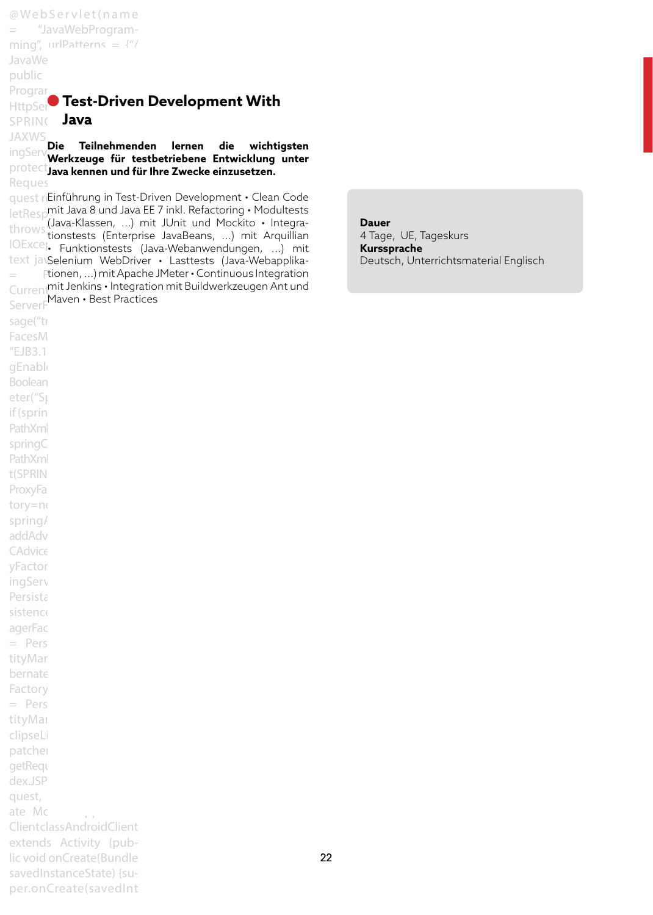## Test-Driven Development With Java

**Die Teilnehmenden lernen die wichtigsten Werkzeuge für testbetriebene Entwicklung unter Java kennen und für Ihre Zwecke einzusetzen.**

Einführung in Test-Driven Development • Clean Code mit Java 8 und Java EE 7 inkl. Refactoring • Modultests (Java-Klassen, ...) mit JUnit und Mockito • Integrationstests (Enterprise JavaBeans, ...) mit Arquillian • Funktionstests (Java-Webanwendungen, ...) mit Selenium WebDriver • Lasttests (Java-Webapplikationen, ...) mit Apache JMeter • Continuous Integration mit Jenkins • Integration mit Buildwerkzeugen Ant und Maven • Best Practices

**Dauer**
4 Tage, UE, Tageskurs
**Kurssprache**
Deutsch, Unterrichtsmaterial Englisch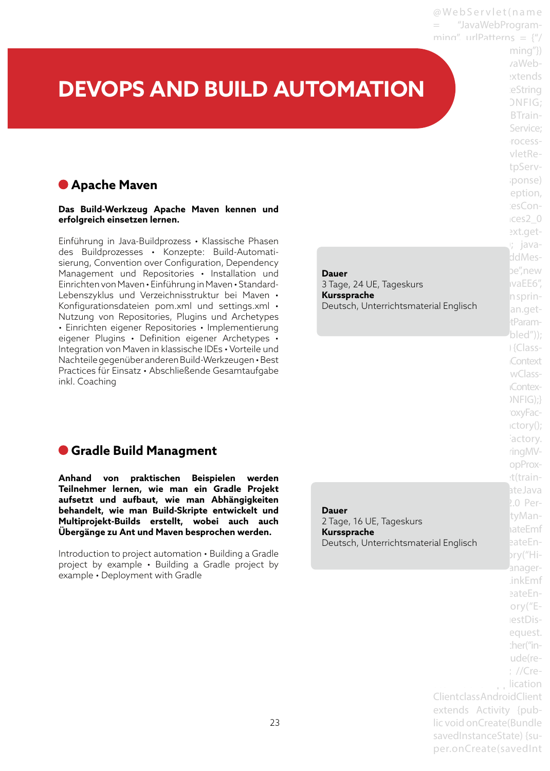# DEVOPS AND BUILD AUTOMATION

## Apache Maven

**Das Build-Werkzeug Apache Maven kennen und erfolgreich einsetzen lernen.**

Einführung in Java-Buildprozess • Klassische Phasen des Buildprozesses • Konzepte: Build-Automatisierung, Convention over Configuration, Dependency Management und Repositories • Installation und Einrichten von Maven • Einführung in Maven • Standard-Lebenszyklus und Verzeichnisstruktur bei Maven • Konfigurationsdateien pom.xml und settings.xml • Nutzung von Repositories, Plugins und Archetypes • Einrichten eigener Repositories • Implementierung eigener Plugins • Definition eigener Archetypes • Integration von Maven in klassische IDEs • Vorteile und Nachteile gegenüber anderen Build-Werkzeugen • Best Practices für Einsatz • Abschließende Gesamtaufgabe inkl. Coaching

**Dauer**
3 Tage, 24 UE, Tageskurs
**Kurssprache**
Deutsch, Unterrichtsmaterial Englisch

## Gradle Build Managment

**Anhand von praktischen Beispielen werden Teilnehmer lernen, wie man ein Gradle Projekt aufsetzt und aufbaut, wie man Abhängigkeiten behandelt, wie man Build-Skripte entwickelt und Multiprojekt-Builds erstellt, wobei auch auch Übergänge zu Ant und Maven besprochen werden.**

Introduction to project automation • Building a Gradle project by example • Building a Gradle project by example • Deployment with Gradle

**Dauer**
2 Tage, 16 UE, Tageskurs
**Kurssprache**
Deutsch, Unterrichtsmaterial Englisch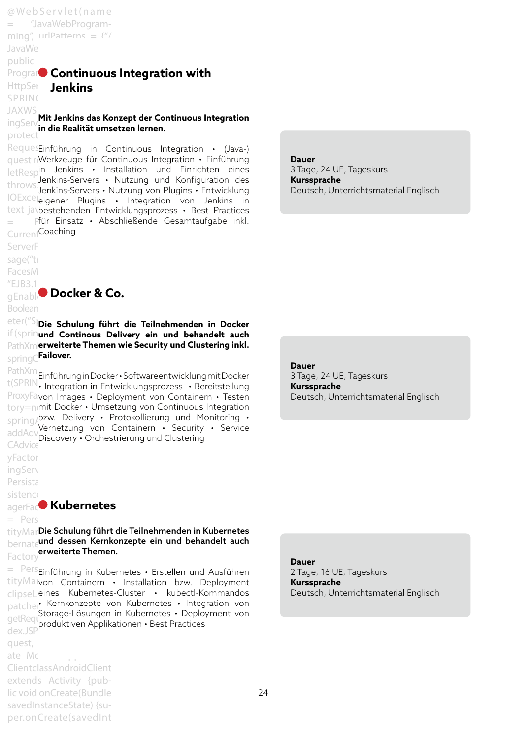## Continuous Integration with Jenkins

**Mit Jenkins das Konzept der Continuous Integration in die Realität umsetzen lernen.**

Einführung in Continuous Integration • (Java-) Werkzeuge für Continuous Integration • Einführung in Jenkins • Installation und Einrichten eines Jenkins-Servers • Nutzung und Konfiguration des Jenkins-Servers • Nutzung von Plugins • Entwicklung eigener Plugins • Integration von Jenkins in bestehenden Entwicklungsprozess • Best Practices für Einsatz • Abschließende Gesamtaufgabe inkl. Coaching

**Dauer**
3 Tage, 24 UE, Tageskurs
**Kurssprache**
Deutsch, Unterrichtsmaterial Englisch

## Docker & Co.

**Die Schulung führt die Teilnehmenden in Docker und Continous Delivery ein und behandelt auch erweiterte Themen wie Security und Clustering inkl. Failover.**

Einführung in Docker • Softwareentwicklung mit Docker • Integration in Entwicklungsprozess • Bereitstellung von Images • Deployment von Containern • Testen mit Docker • Umsetzung von Continuous Integration bzw. Delivery • Protokollierung und Monitoring • Vernetzung von Containern • Security • Service Discovery • Orchestrierung und Clustering

**Dauer**
3 Tage, 24 UE, Tageskurs
**Kurssprache**
Deutsch, Unterrichtsmaterial Englisch

## Kubernetes

**Die Schulung führt die Teilnehmenden in Kubernetes und dessen Kernkonzepte ein und behandelt auch erweiterte Themen.**

Einführung in Kubernetes • Erstellen und Ausführen von Containern • Installation bzw. Deployment eines Kubernetes-Cluster • kubectl-Kommandos • Kernkonzepte von Kubernetes • Integration von Storage-Lösungen in Kubernetes • Deployment von produktiven Applikationen • Best Practices

**Dauer**
2 Tage, 16 UE, Tageskurs
**Kurssprache**
Deutsch, Unterrichtsmaterial Englisch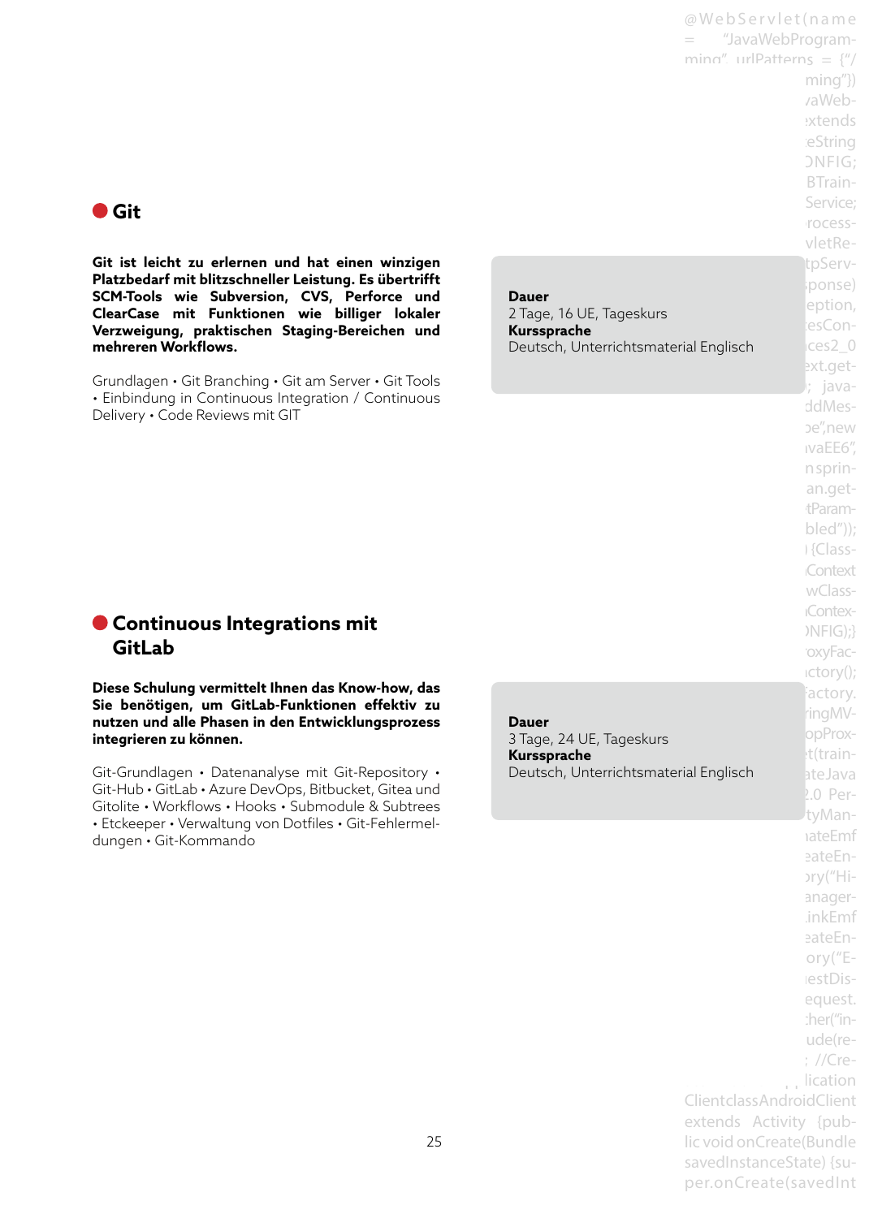## Git

**Git ist leicht zu erlernen und hat einen winzigen Platzbedarf mit blitzschneller Leistung. Es übertrifft SCM-Tools wie Subversion, CVS, Perforce und ClearCase mit Funktionen wie billiger lokaler Verzweigung, praktischen Staging-Bereichen und mehreren Workflows.**

Grundlagen • Git Branching • Git am Server • Git Tools • Einbindung in Continuous Integration / Continuous Delivery • Code Reviews mit GIT

**Dauer**
2 Tage, 16 UE, Tageskurs
**Kurssprache**
Deutsch, Unterrichtsmaterial Englisch

## Continuous Integrations mit GitLab

**Diese Schulung vermittelt Ihnen das Know-how, das Sie benötigen, um GitLab-Funktionen effektiv zu nutzen und alle Phasen in den Entwicklungsprozess integrieren zu können.**

Git-Grundlagen • Datenanalyse mit Git-Repository • Git-Hub • GitLab • Azure DevOps, Bitbucket, Gitea und Gitolite • Workflows • Hooks • Submodule & Subtrees • Etckeeper • Verwaltung von Dotfiles • Git-Fehlermeldungen • Git-Kommando

**Dauer**
3 Tage, 24 UE, Tageskurs
**Kurssprache**
Deutsch, Unterrichtsmaterial Englisch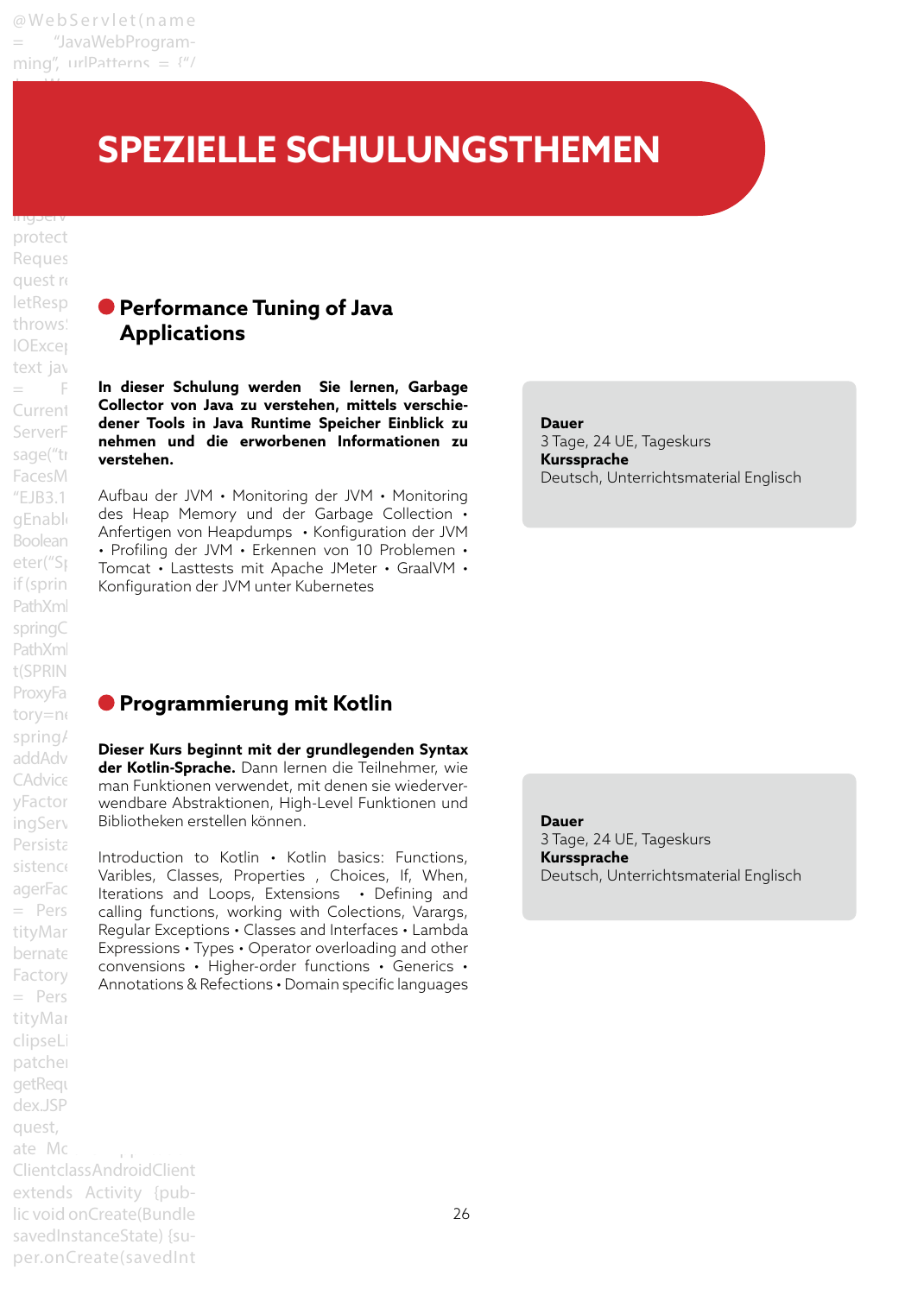# SPEZIELLE SCHULUNGSTHEMEN

## Performance Tuning of Java Applications

**In dieser Schulung werden  Sie lernen, Garbage Collector von Java zu verstehen, mittels verschiedener Tools in Java Runtime Speicher Einblick zu nehmen und die erworbenen Informationen zu verstehen.**

Aufbau der JVM • Monitoring der JVM • Monitoring des Heap Memory und der Garbage Collection • Anfertigen von Heapdumps • Konfiguration der JVM • Profiling der JVM • Erkennen von 10 Problemen • Tomcat • Lasttests mit Apache JMeter • GraalVM • Konfiguration der JVM unter Kubernetes

**Dauer**
3 Tage, 24 UE, Tageskurs
**Kurssprache**
Deutsch, Unterrichtsmaterial Englisch

## Programmierung mit Kotlin

**Dieser Kurs beginnt mit der grundlegenden Syntax der Kotlin-Sprache.** Dann lernen die Teilnehmer, wie man Funktionen verwendet, mit denen sie wiederverwendbare Abstraktionen, High-Level Funktionen und Bibliotheken erstellen können.

Introduction to Kotlin • Kotlin basics: Functions, Varibles, Classes, Properties , Choices, If, When, Iterations and Loops, Extensions • Defining and calling functions, working with Colections, Varargs, Regular Exceptions • Classes and Interfaces • Lambda Expressions • Types • Operator overloading and other convensions • Higher-order functions • Generics • Annotations & Refections • Domain specific languages

**Dauer**
3 Tage, 24 UE, Tageskurs
**Kurssprache**
Deutsch, Unterrichtsmaterial Englisch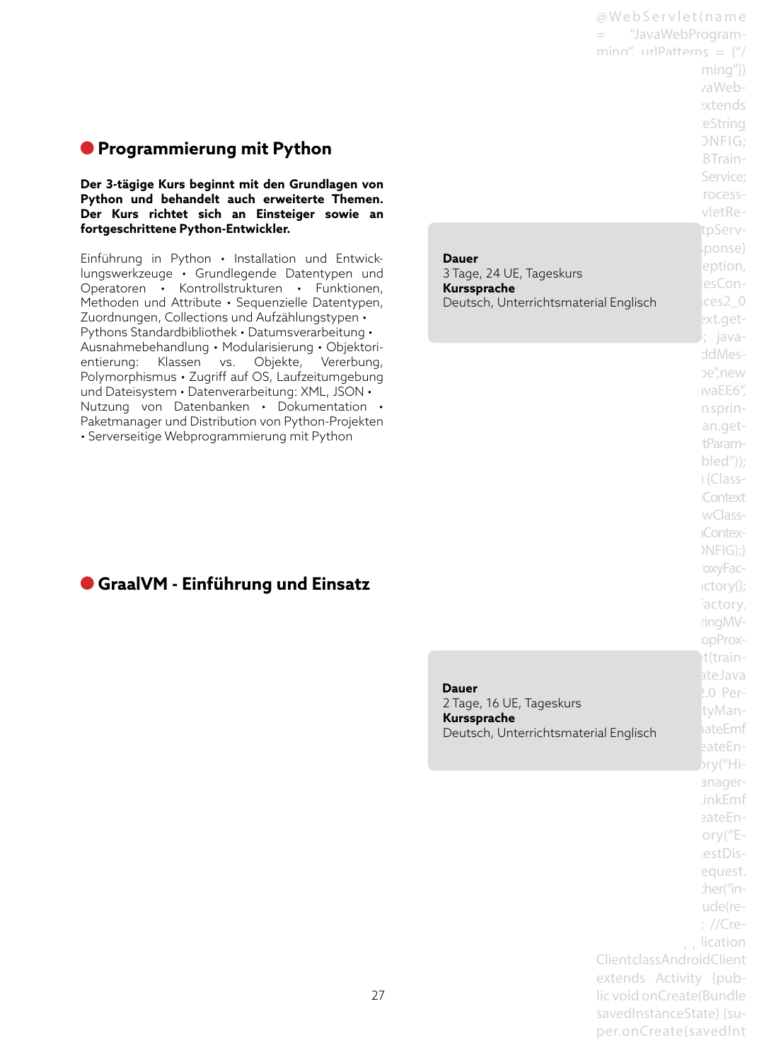## Programmierung mit Python

**Der 3-tägige Kurs beginnt mit den Grundlagen von Python und behandelt auch erweiterte Themen. Der Kurs richtet sich an Einsteiger sowie an fortgeschrittene Python-Entwickler.**

Einführung in Python • Installation und Entwicklungswerkzeuge • Grundlegende Datentypen und Operatoren • Kontrollstrukturen • Funktionen, Methoden und Attribute • Sequenzielle Datentypen, Zuordnungen, Collections und Aufzählungstypen • Pythons Standardbibliothek • Datumsverarbeitung • Ausnahmebehandlung • Modularisierung • Objektorientierung: Klassen vs. Objekte, Vererbung, Polymorphismus • Zugriff auf OS, Laufzeitumgebung und Dateisystem • Datenverarbeitung: XML, JSON • Nutzung von Datenbanken • Dokumentation • Paketmanager und Distribution von Python-Projekten • Serverseitige Webprogrammierung mit Python

**Dauer**
3 Tage, 24 UE, Tageskurs
**Kurssprache**
Deutsch, Unterrichtsmaterial Englisch

## GraalVM - Einführung und Einsatz

**Dauer**
2 Tage, 16 UE, Tageskurs
**Kurssprache**
Deutsch, Unterrichtsmaterial Englisch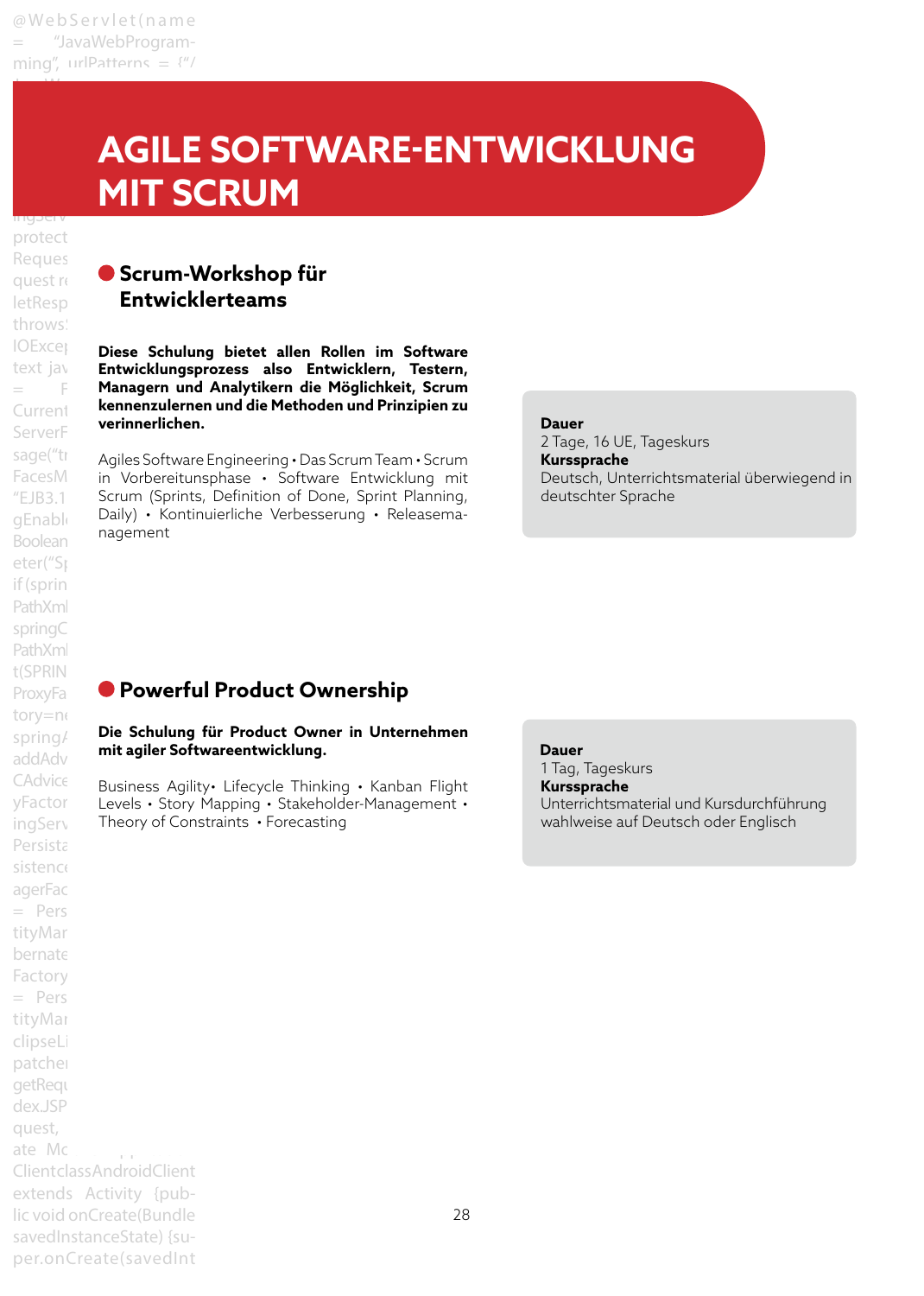# AGILE SOFTWARE-ENTWICKLUNG MIT SCRUM

## Scrum-Workshop für Entwicklerteams

**Diese Schulung bietet allen Rollen im Software Entwicklungsprozess also Entwicklern, Testern, Managern und Analytikern die Möglichkeit, Scrum kennenzulernen und die Methoden und Prinzipien zu verinnerlichen.**

Agiles Software Engineering • Das Scrum Team • Scrum in Vorbereitungsphase • Software Entwicklung mit Scrum (Sprints, Definition of Done, Sprint Planning, Daily) • Kontinuierliche Verbesserung • Releasemanagement

**Dauer**
2 Tage, 16 UE, Tageskurs
**Kurssprache**
Deutsch, Unterrichtsmaterial überwiegend in deutschter Sprache

## Powerful Product Ownership

**Die Schulung für Product Owner in Unternehmen mit agiler Softwareentwicklung.**

Business Agility• Lifecycle Thinking • Kanban Flight Levels • Story Mapping • Stakeholder-Management • Theory of Constraints • Forecasting

**Dauer**
1 Tag, Tageskurs
**Kurssprache**
Unterrichtsmaterial und Kursdurchführung wahlweise auf Deutsch oder Englisch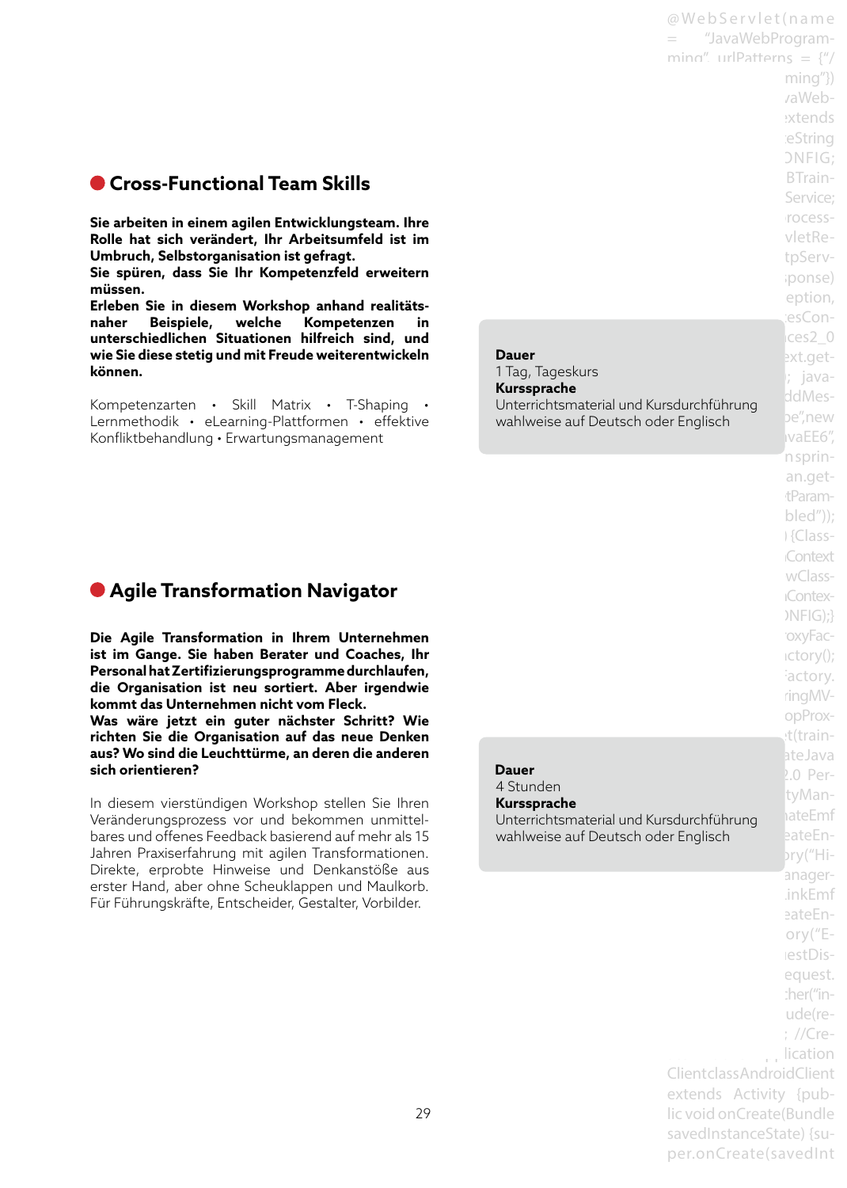## Cross-Functional Team Skills

**Sie arbeiten in einem agilen Entwicklungsteam. Ihre Rolle hat sich verändert, Ihr Arbeitsumfeld ist im Umbruch, Selbstorganisation ist gefragt.**
**Sie spüren, dass Sie Ihr Kompetenzfeld erweitern müssen.**
**Erleben Sie in diesem Workshop anhand realitätsnaher Beispiele, welche Kompetenzen in unterschiedlichen Situationen hilfreich sind, und wie Sie diese stetig und mit Freude weiterentwickeln können.**

Kompetenzarten • Skill Matrix • T-Shaping • Lernmethodik • eLearning-Plattformen • effektive Konfliktbehandlung • Erwartungsmanagement

**Dauer**
1 Tag, Tageskurs
**Kurssprache**
Unterrichtsmaterial und Kursdurchführung wahlweise auf Deutsch oder Englisch

## Agile Transformation Navigator

**Die Agile Transformation in Ihrem Unternehmen ist im Gange. Sie haben Berater und Coaches, Ihr Personal hat Zertifizierungsprogramme durchlaufen, die Organisation ist neu sortiert. Aber irgendwie kommt das Unternehmen nicht vom Fleck.**
**Was wäre jetzt ein guter nächster Schritt? Wie richten Sie die Organisation auf das neue Denken aus? Wo sind die Leuchttürme, an deren die anderen sich orientieren?**

In diesem vierstündigen Workshop stellen Sie Ihren Veränderungsprozess vor und bekommen unmittelbares und offenes Feedback basierend auf mehr als 15 Jahren Praxiserfahrung mit agilen Transformationen. Direkte, erprobte Hinweise und Denkanstöße aus erster Hand, aber ohne Scheuklappen und Maulkorb. Für Führungskräfte, Entscheider, Gestalter, Vorbilder.

**Dauer**
4 Stunden
**Kurssprache**
Unterrichtsmaterial und Kursdurchführung wahlweise auf Deutsch oder Englisch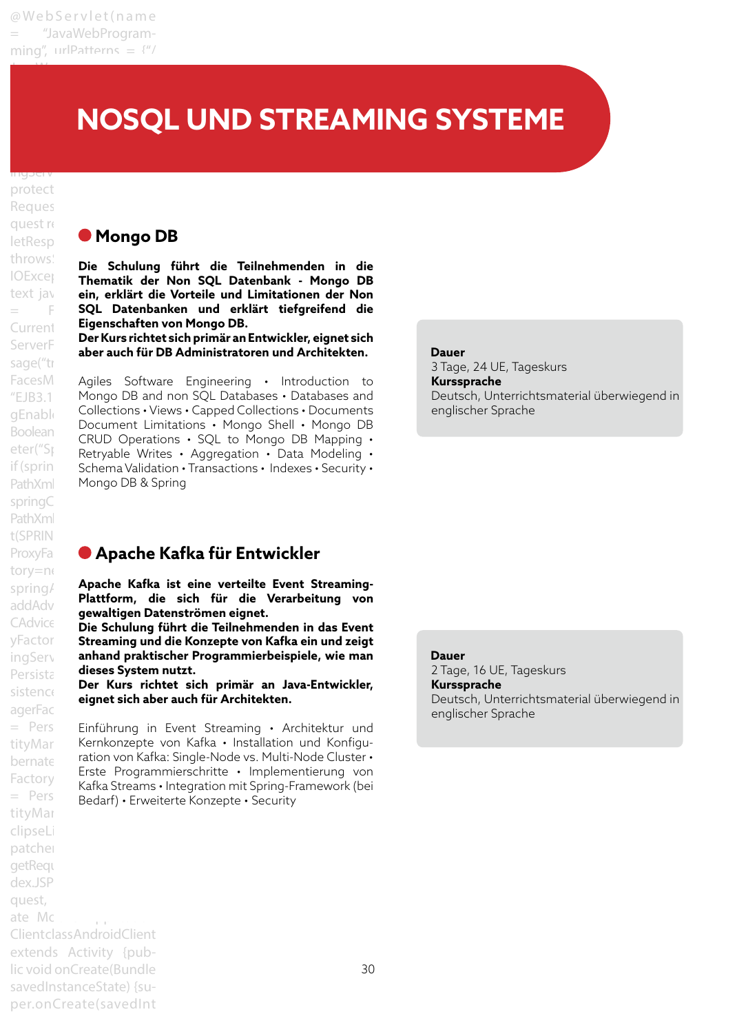# NOSQL UND STREAMING SYSTEME

## Mongo DB

**Die Schulung führt die Teilnehmenden in die Thematik der Non SQL Datenbank - Mongo DB ein, erklärt die Vorteile und Limitationen der Non SQL Datenbanken und erklärt tiefgreifend die Eigenschaften von Mongo DB.**
**Der Kurs richtet sich primär an Entwickler, eignet sich aber auch für DB Administratoren und Architekten.**

Agiles Software Engineering • Introduction to Mongo DB and non SQL Databases • Databases and Collections • Views • Capped Collections • Documents Document Limitations • Mongo Shell • Mongo DB CRUD Operations • SQL to Mongo DB Mapping • Retryable Writes • Aggregation • Data Modeling • Schema Validation • Transactions • Indexes • Security • Mongo DB & Spring

**Dauer**
3 Tage, 24 UE, Tageskurs
**Kurssprache**
Deutsch, Unterrichtsmaterial überwiegend in englischer Sprache

## Apache Kafka für Entwickler

**Apache Kafka ist eine verteilte Event Streaming-Plattform, die sich für die Verarbeitung von gewaltigen Datenströmen eignet.**
**Die Schulung führt die Teilnehmenden in das Event Streaming und die Konzepte von Kafka ein und zeigt anhand praktischer Programmierbeispiele, wie man dieses System nutzt.**
**Der Kurs richtet sich primär an Java-Entwickler, eignet sich aber auch für Architekten.**

Einführung in Event Streaming • Architektur und Kernkonzepte von Kafka • Installation und Konfiguration von Kafka: Single-Node vs. Multi-Node Cluster • Erste Programmierschritte • Implementierung von Kafka Streams • Integration mit Spring-Framework (bei Bedarf) • Erweiterte Konzepte • Security

**Dauer**
2 Tage, 16 UE, Tageskurs
**Kurssprache**
Deutsch, Unterrichtsmaterial überwiegend in englischer Sprache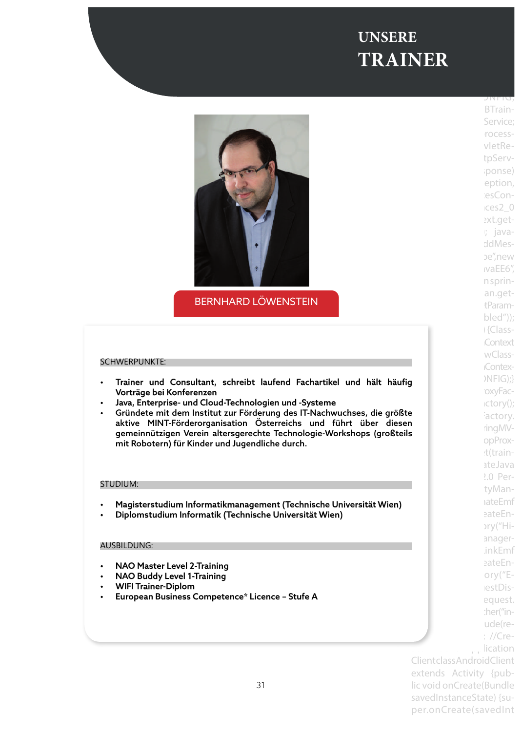# UNSERE TRAINER

## BERNHARD LÖWENSTEIN

### SCHWERPUNKTE:

- Trainer und Consultant, schreibt laufend Fachartikel und hält häufig Vorträge bei Konferenzen
- Java, Enterprise- und Cloud-Technologien und -Systeme
- Gründete mit dem Institut zur Förderung des IT-Nachwuchses, die größte aktive MINT-Förderorganisation Österreichs und führt über diesen gemeinnützigen Verein altersgerechte Technologie-Workshops (großteils mit Robotern) für Kinder und Jugendliche durch.

### STUDIUM:

- Magisterstudium Informatikmanagement (Technische Universität Wien)
- Diplomstudium Informatik (Technische Universität Wien)

### AUSBILDUNG:

- NAO Master Level 2-Training
- NAO Buddy Level 1-Training
- WIFI Trainer-Diplom
- European Business Competence* Licence – Stufe A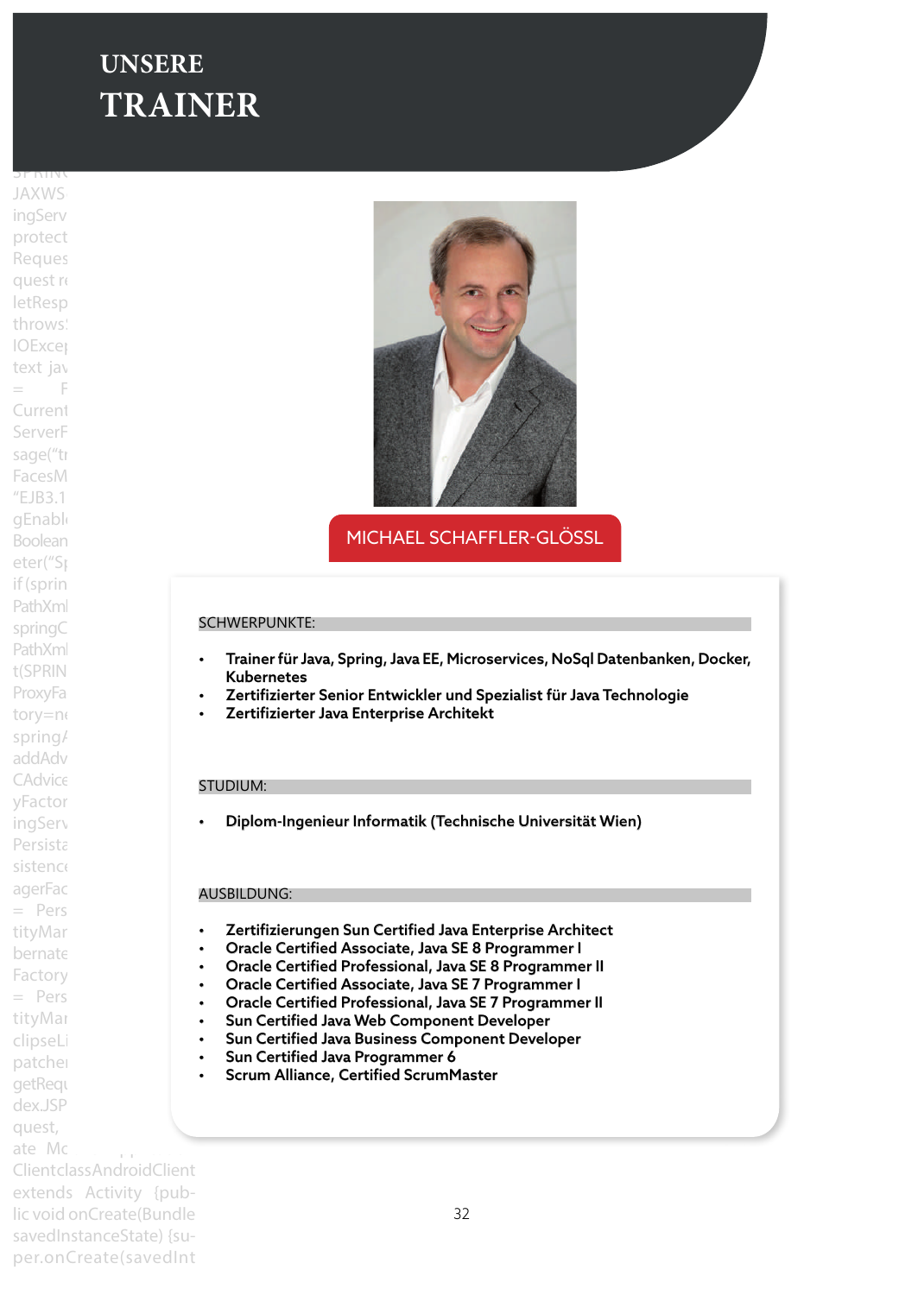# UNSERE TRAINER

## MICHAEL SCHAFFLER-GLÖSSL

### SCHWERPUNKTE:

- **Trainer für Java, Spring, Java EE, Microservices, NoSql Datenbanken, Docker, Kubernetes**
- **Zertifizierter Senior Entwickler und Spezialist für Java Technologie**
- **Zertifizierter Java Enterprise Architekt**

### STUDIUM:

- **Diplom-Ingenieur Informatik (Technische Universität Wien)**

### AUSBILDUNG:

- **Zertifizierungen Sun Certified Java Enterprise Architect**
- **Oracle Certified Associate, Java SE 8 Programmer I**
- **Oracle Certified Professional, Java SE 8 Programmer II**
- **Oracle Certified Associate, Java SE 7 Programmer I**
- **Oracle Certified Professional, Java SE 7 Programmer II**
- **Sun Certified Java Web Component Developer**
- **Sun Certified Java Business Component Developer**
- **Sun Certified Java Programmer 6**
- **Scrum Alliance, Certified ScrumMaster**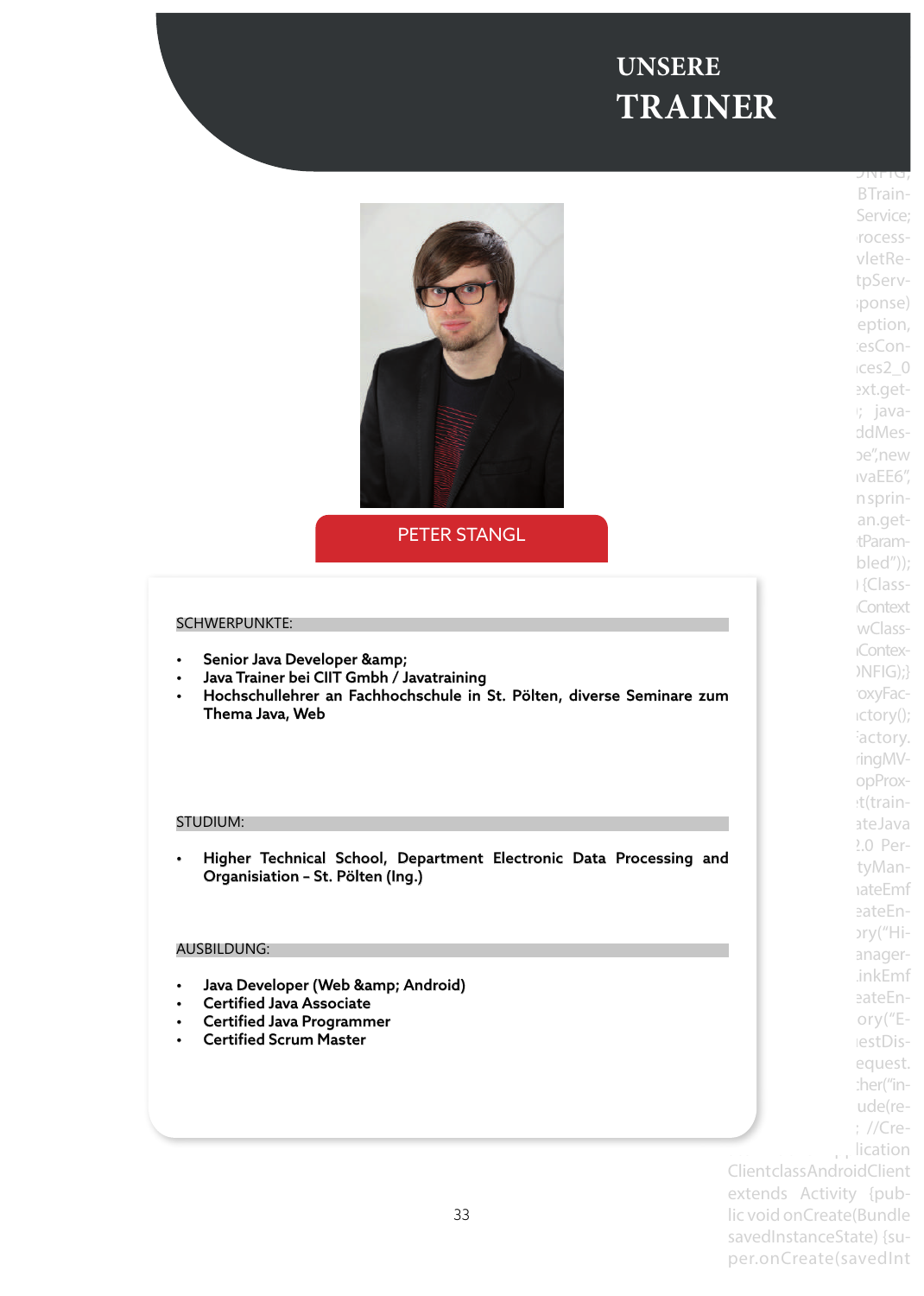# UNSERE TRAINER

## PETER STANGL

**SCHWERPUNKTE:**

- **Senior Java Developer &amp;**
- **Java Trainer bei CIIT Gmbh / Javatraining**
- **Hochschullehrer an Fachhochschule in St. Pölten, diverse Seminare zum Thema Java, Web**

**STUDIUM:**

- **Higher Technical School, Department Electronic Data Processing and Organisiation – St. Pölten (Ing.)**

**AUSBILDUNG:**

- **Java Developer (Web &amp; Android)**
- **Certified Java Associate**
- **Certified Java Programmer**
- **Certified Scrum Master**